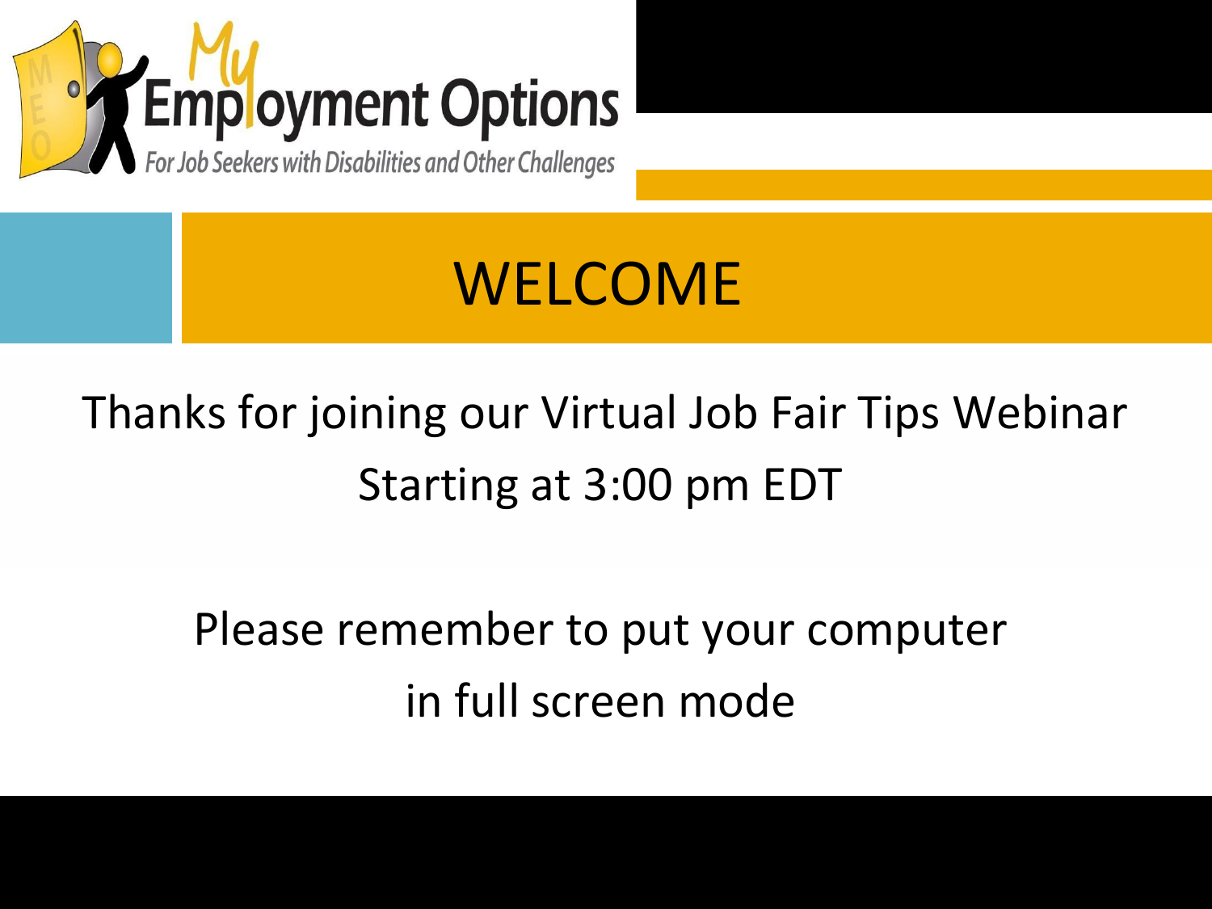My Employment Options

For Job Seekers with Disabilities and Other Challenges

# WELCOME

Thanks for joining our Virtual Job Fair Tips Webinar

Starting at 3:00 pm EDT

Please remember to put your computer

in full screen mode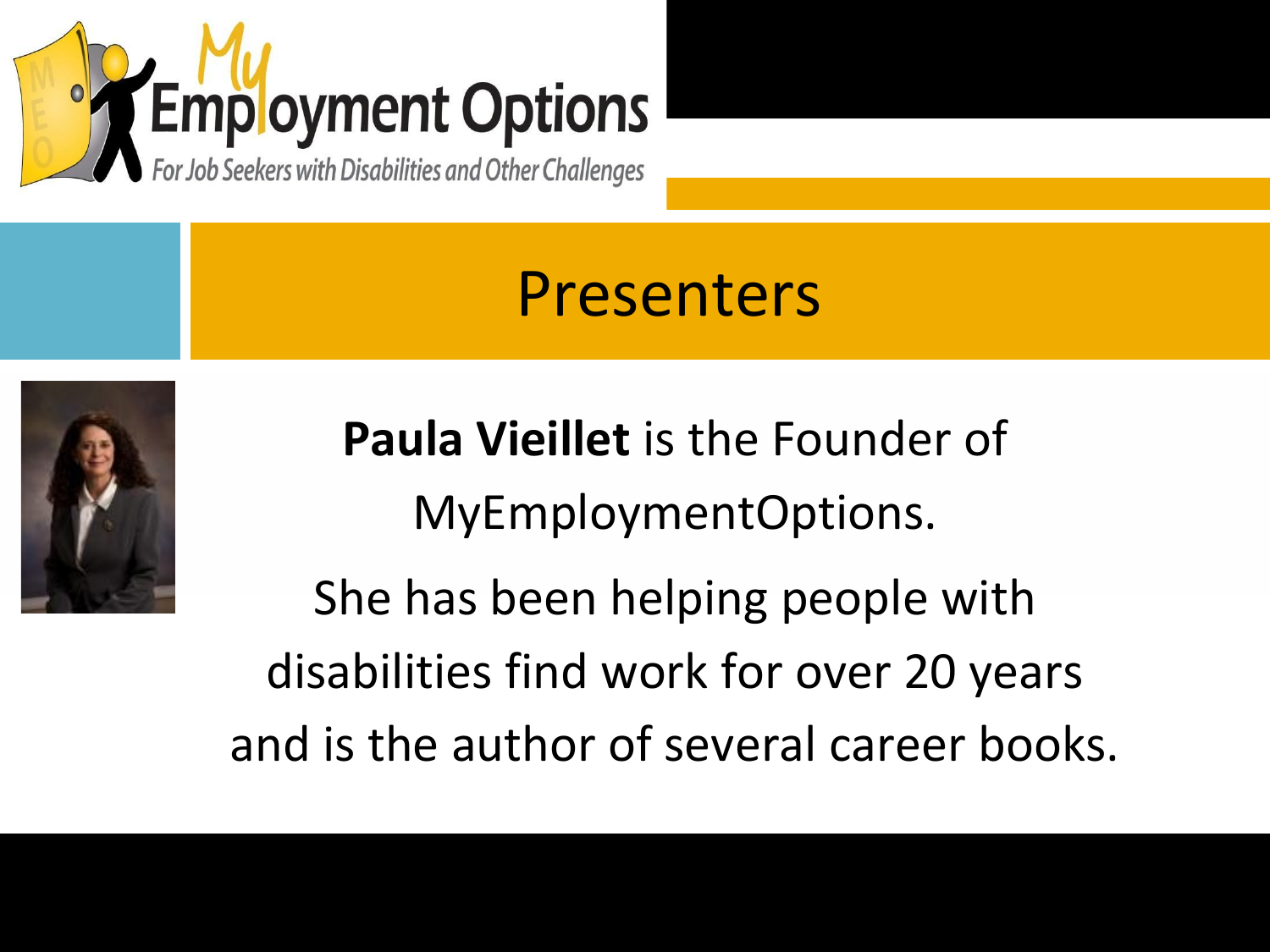# Presenters

**Paula Vieillet** is the Founder of MyEmploymentOptions.

She has been helping people with disabilities find work for over 20 years and is the author of several career books.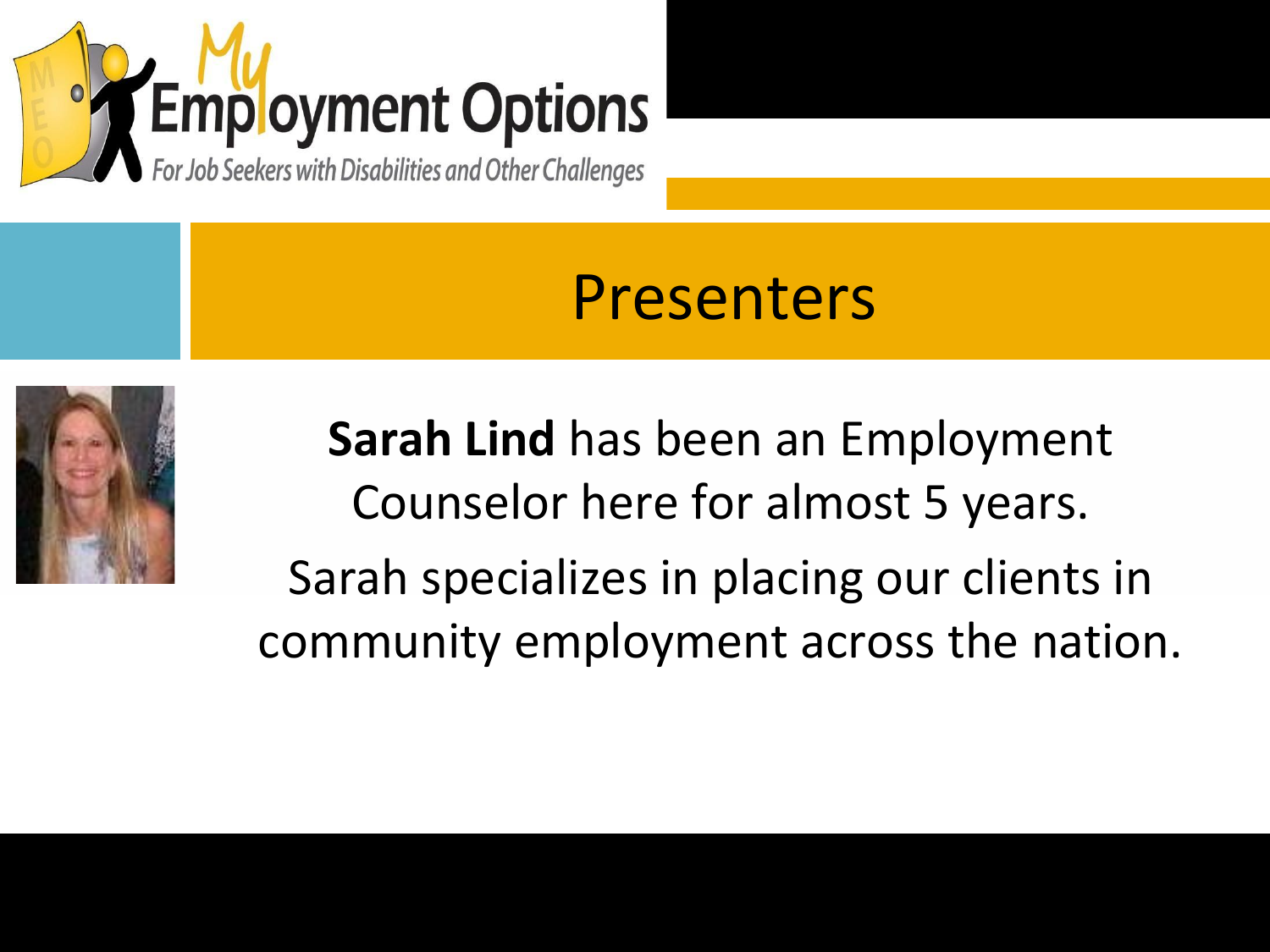# Presenters

**Sarah Lind** has been an Employment Counselor here for almost 5 years.

Sarah specializes in placing our clients in community employment across the nation.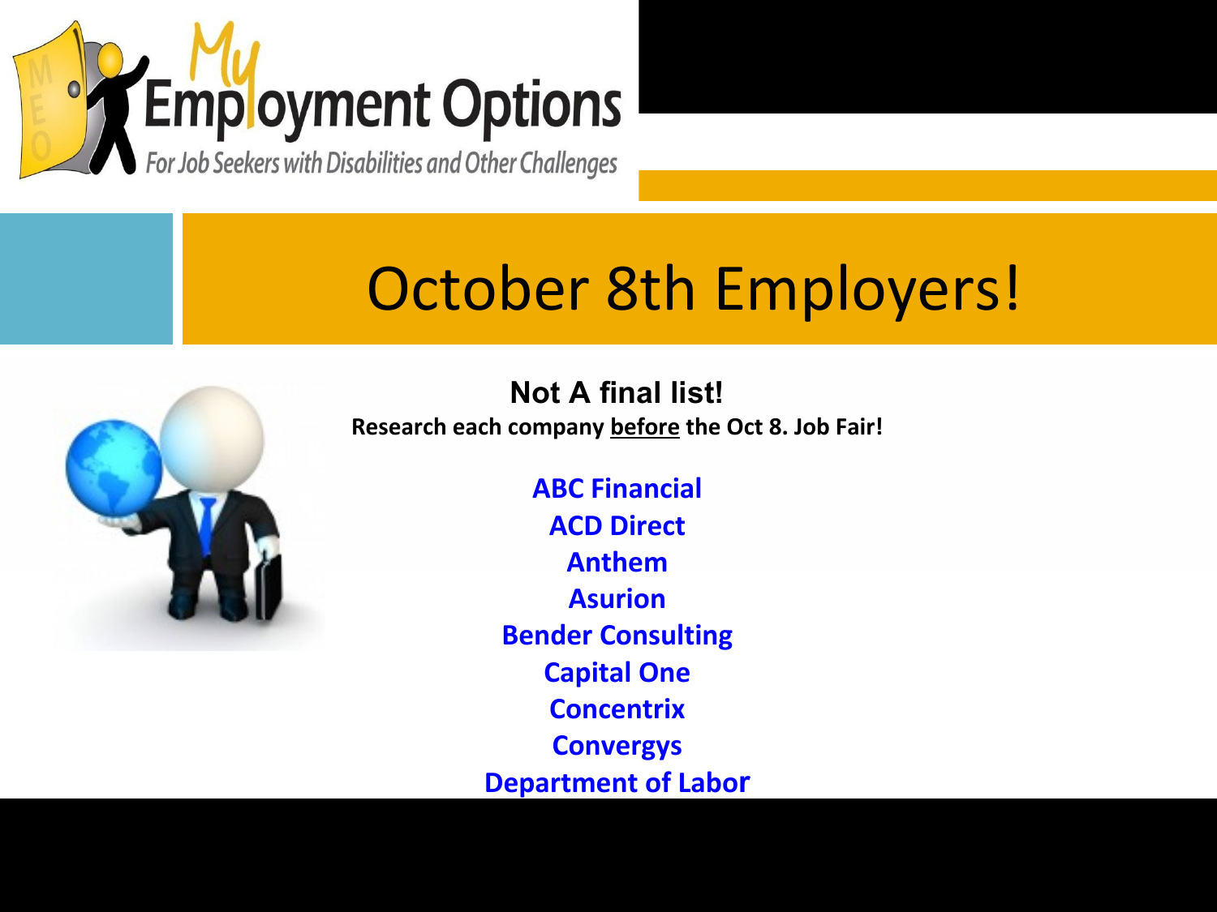# October 8th Employers!

**Not A final list!**

**Research each company before the Oct 8. Job Fair!**

**ABC Financial**
**ACD Direct**
**Anthem**
**Asurion**
**Bender Consulting**
**Capital One**
**Concentrix**
**Convergys**
**Department of Labor**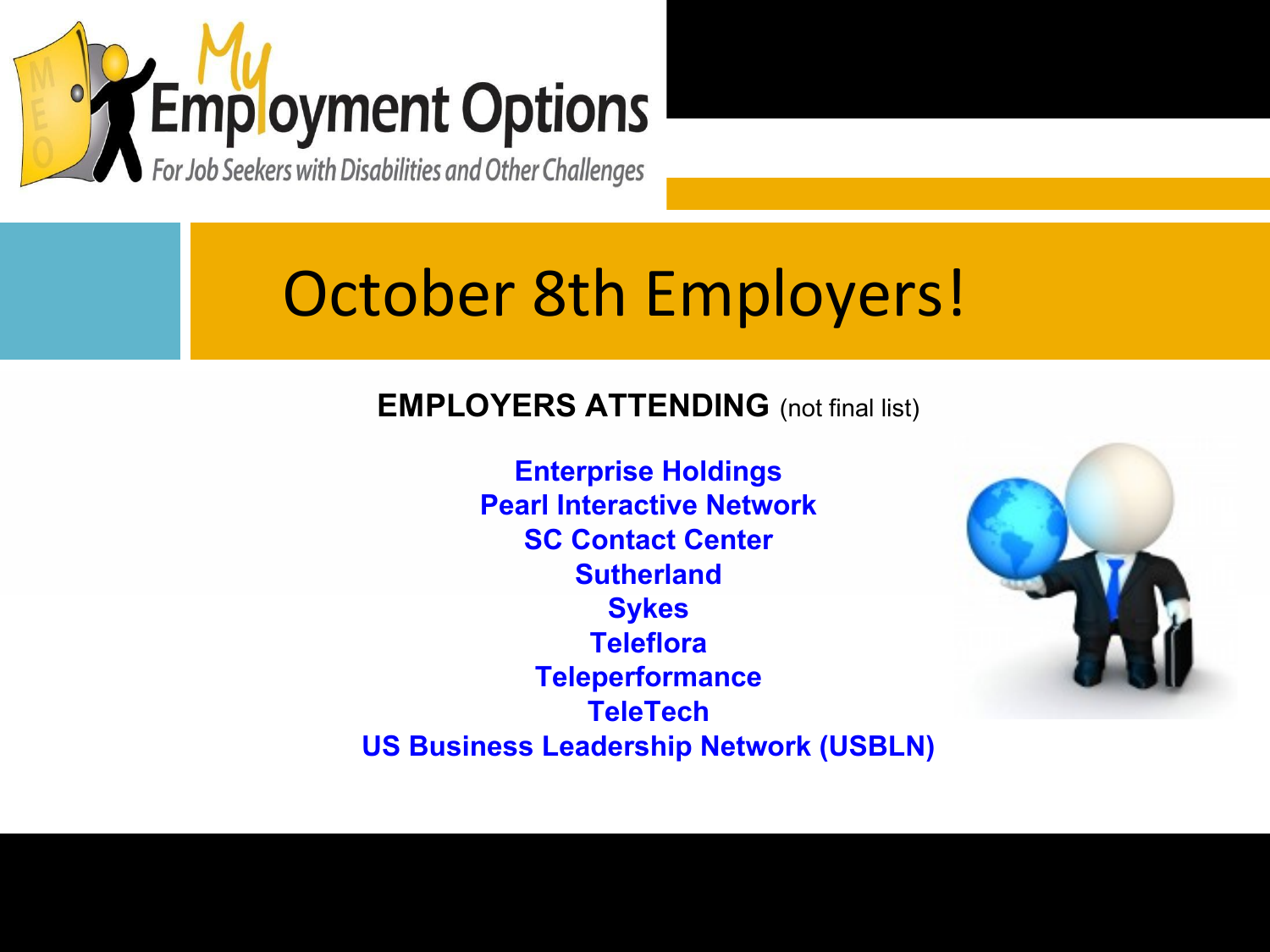# October 8th Employers!

**EMPLOYERS ATTENDING** (not final list)

**Enterprise Holdings**
**Pearl Interactive Network**
**SC Contact Center**
**Sutherland**
**Sykes**
**Teleflora**
**Teleperformance**
**TeleTech**
**US Business Leadership Network (USBLN)**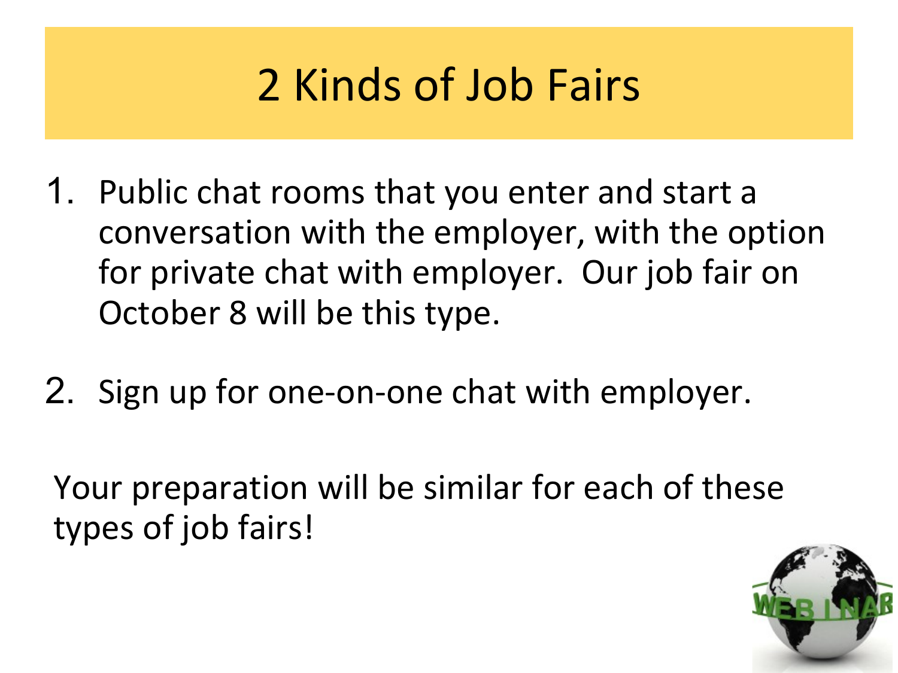# 2 Kinds of Job Fairs

1. Public chat rooms that you enter and start a conversation with the employer, with the option for private chat with employer. Our job fair on October 8 will be this type.

2. Sign up for one-on-one chat with employer.

Your preparation will be similar for each of these types of job fairs!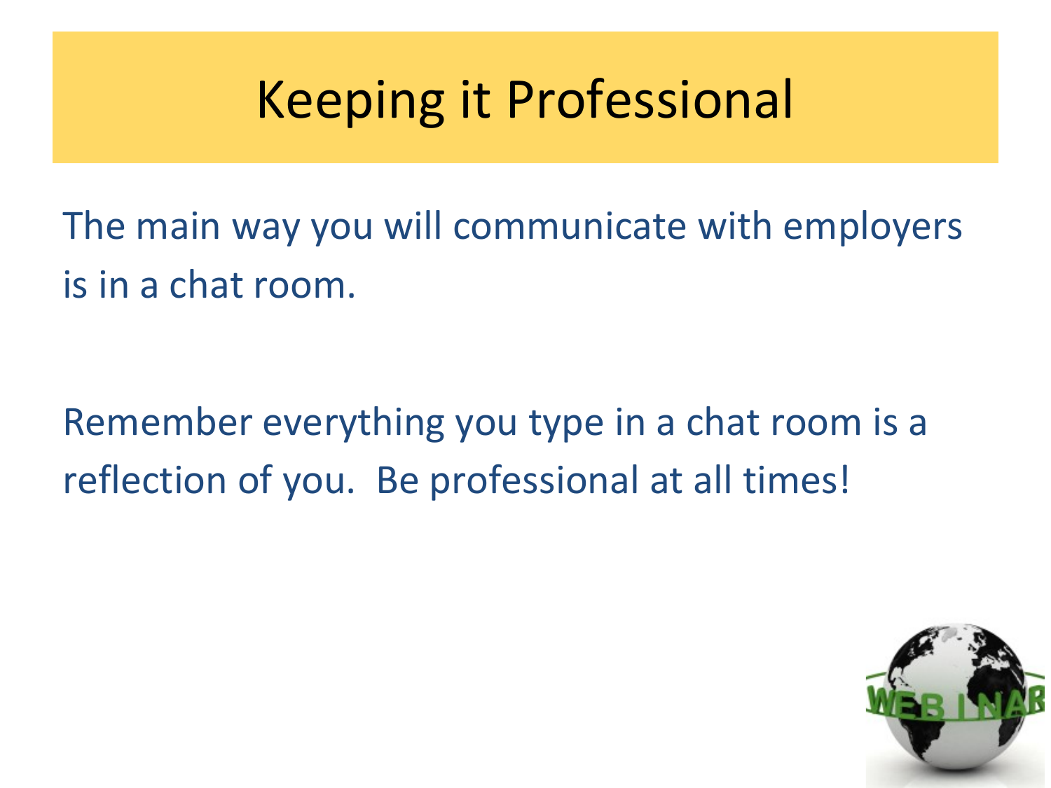# Keeping it Professional

The main way you will communicate with employers is in a chat room.

Remember everything you type in a chat room is a reflection of you. Be professional at all times!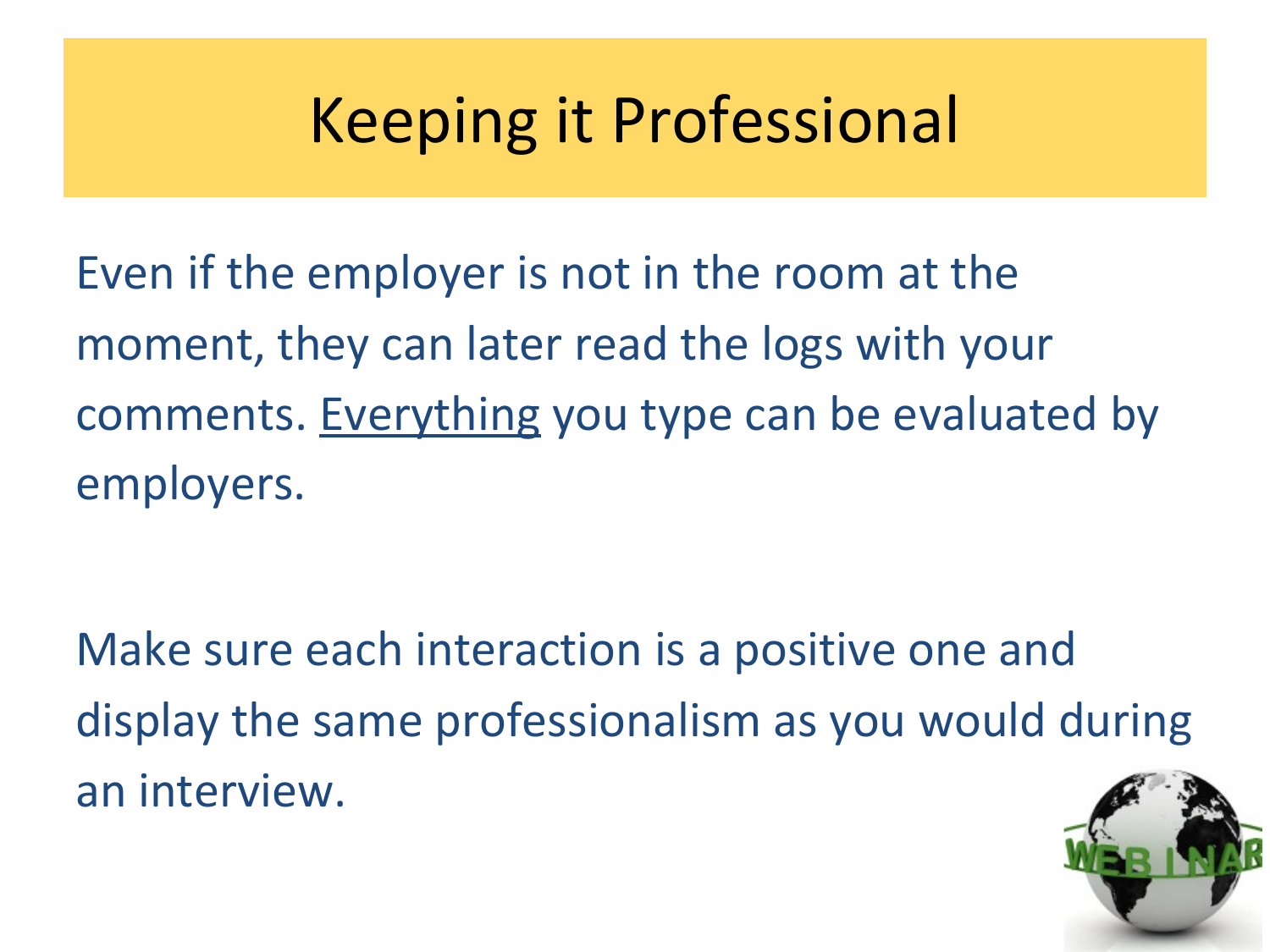# Keeping it Professional

Even if the employer is not in the room at the moment, they can later read the logs with your comments. <u>Everything</u> you type can be evaluated by employers.

Make sure each interaction is a positive one and display the same professionalism as you would during an interview.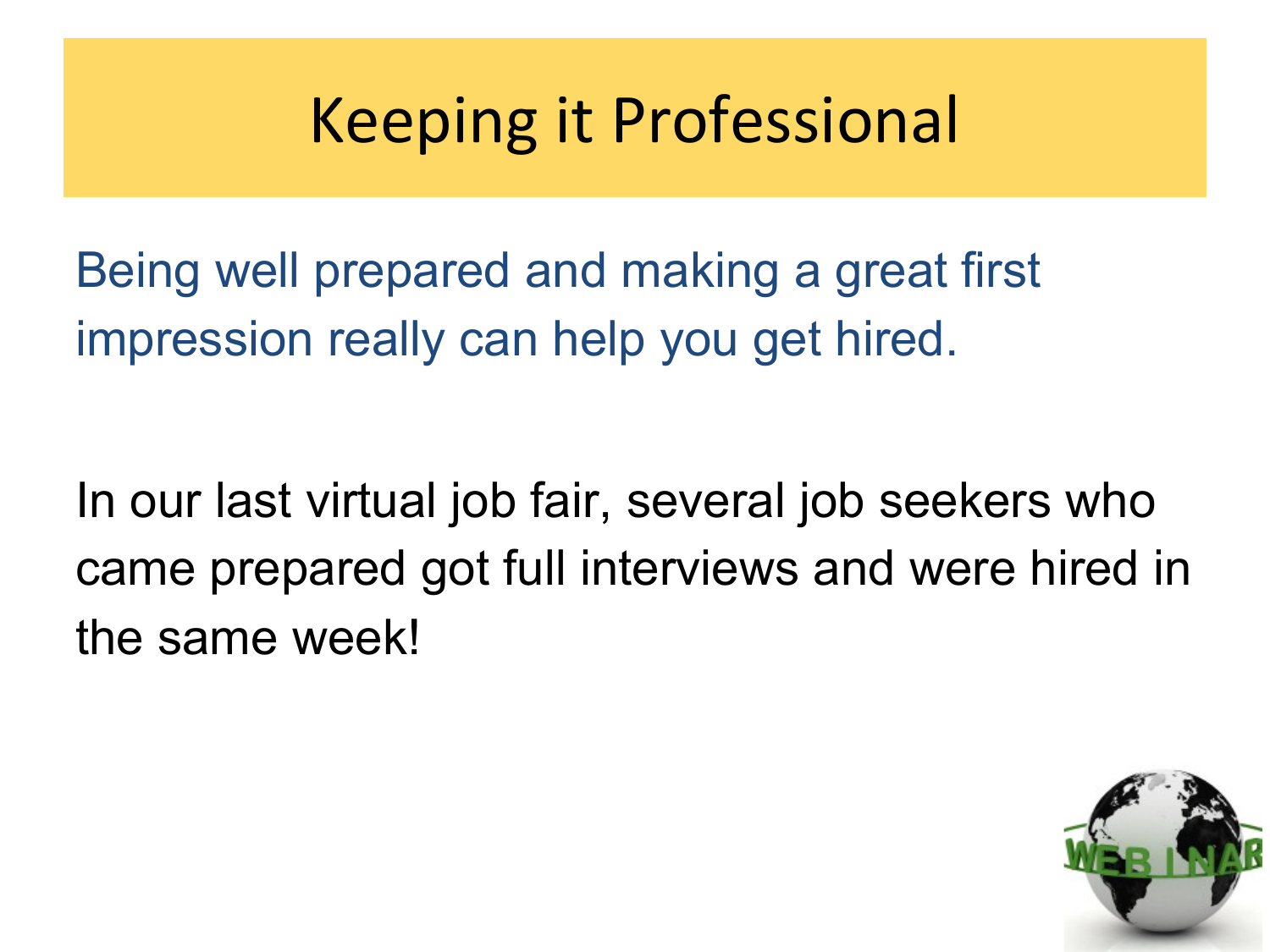# Keeping it Professional

Being well prepared and making a great first impression really can help you get hired.

In our last virtual job fair, several job seekers who came prepared got full interviews and were hired in the same week!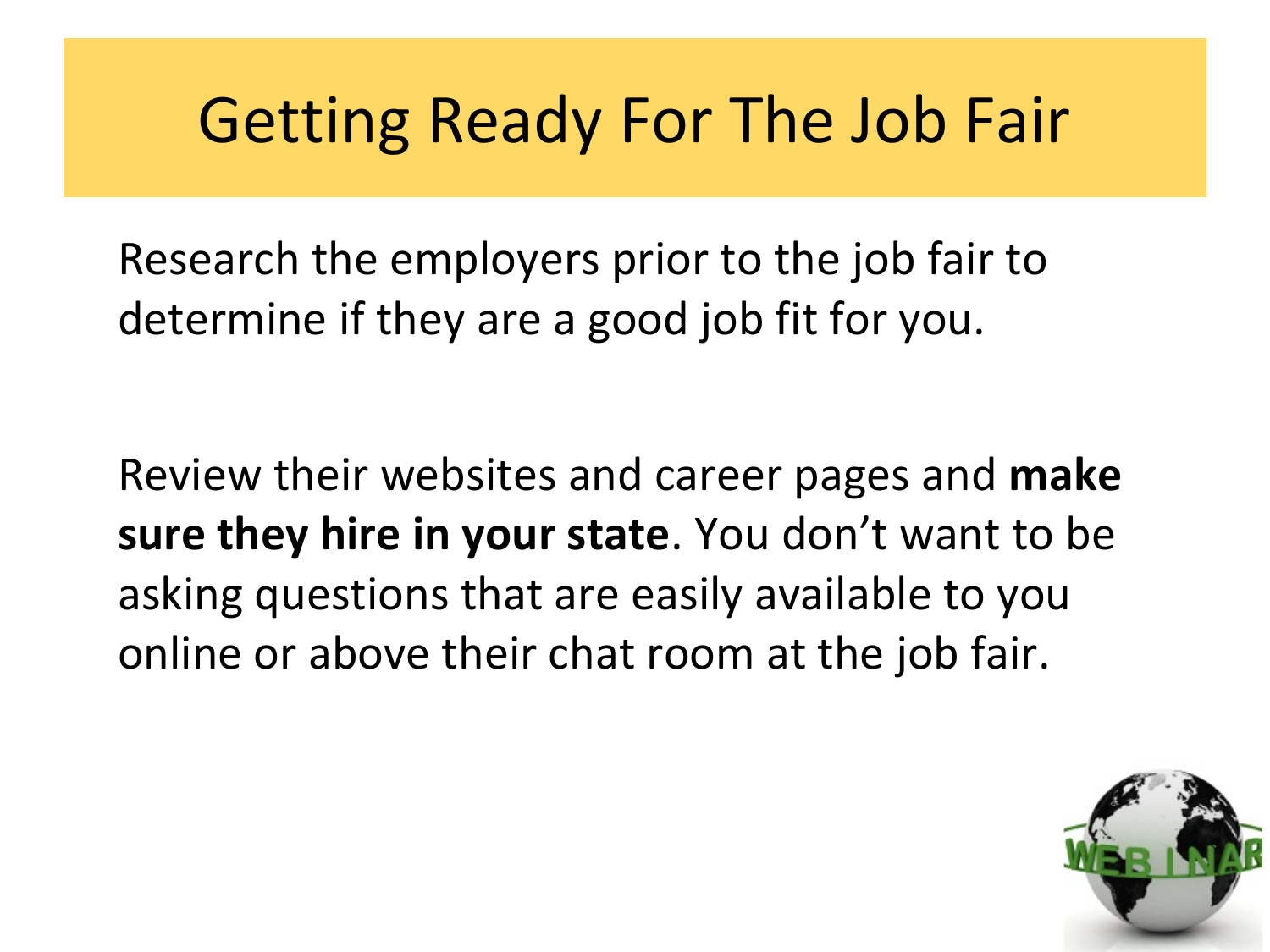# Getting Ready For The Job Fair

Research the employers prior to the job fair to determine if they are a good job fit for you.

Review their websites and career pages and **make sure they hire in your state**. You don't want to be asking questions that are easily available to you online or above their chat room at the job fair.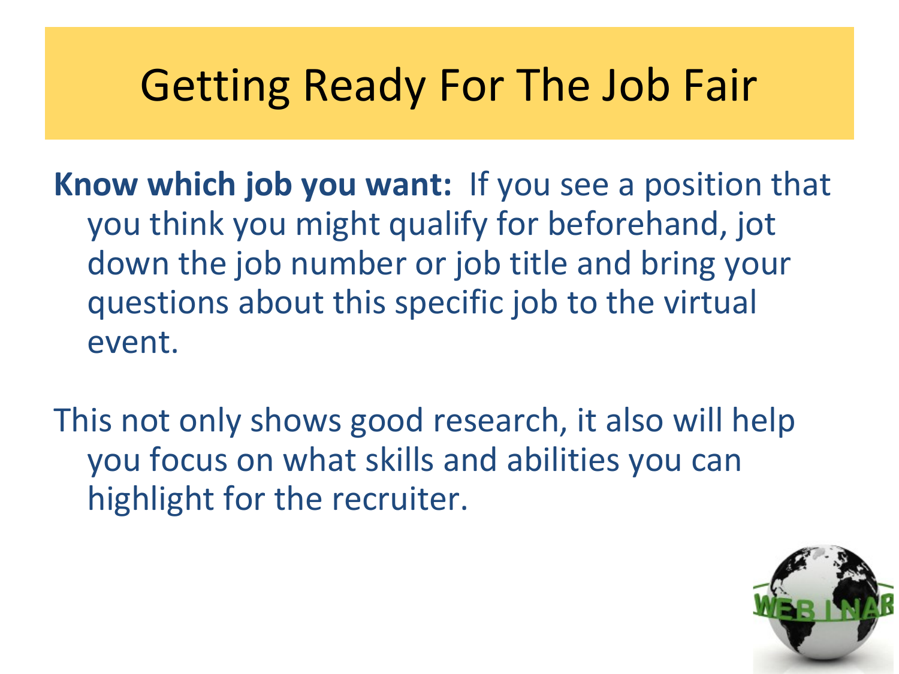# Getting Ready For The Job Fair

**Know which job you want:** If you see a position that you think you might qualify for beforehand, jot down the job number or job title and bring your questions about this specific job to the virtual event.

This not only shows good research, it also will help you focus on what skills and abilities you can highlight for the recruiter.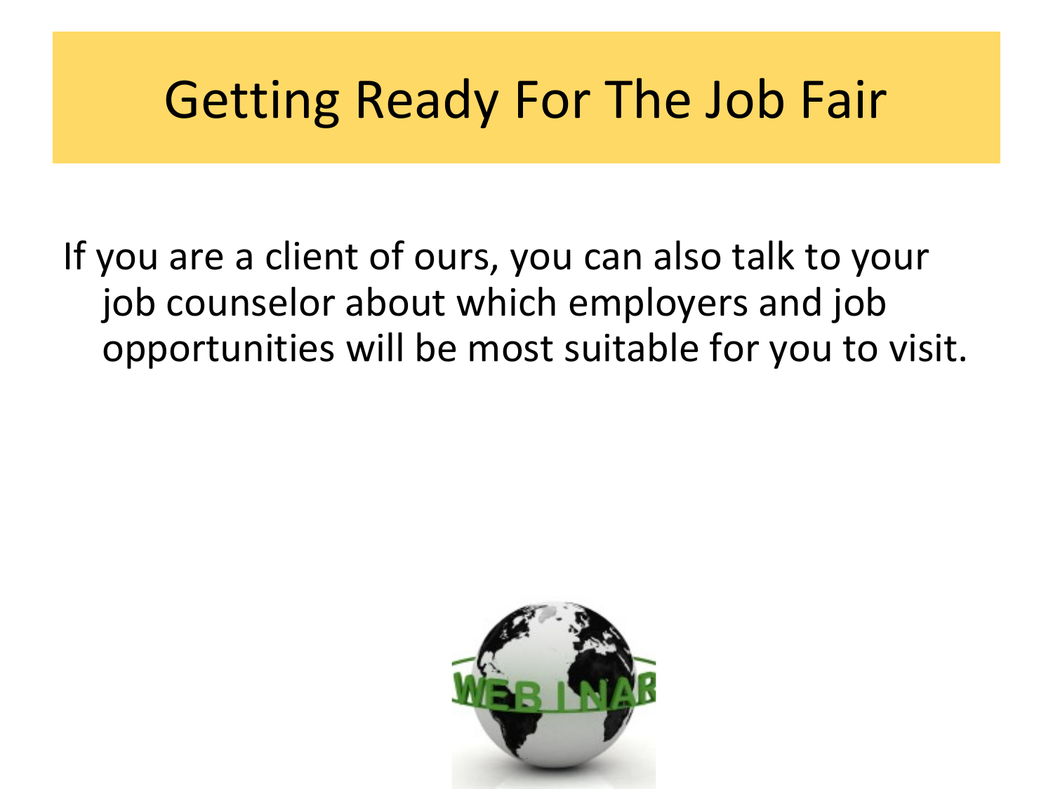# Getting Ready For The Job Fair

If you are a client of ours, you can also talk to your job counselor about which employers and job opportunities will be most suitable for you to visit.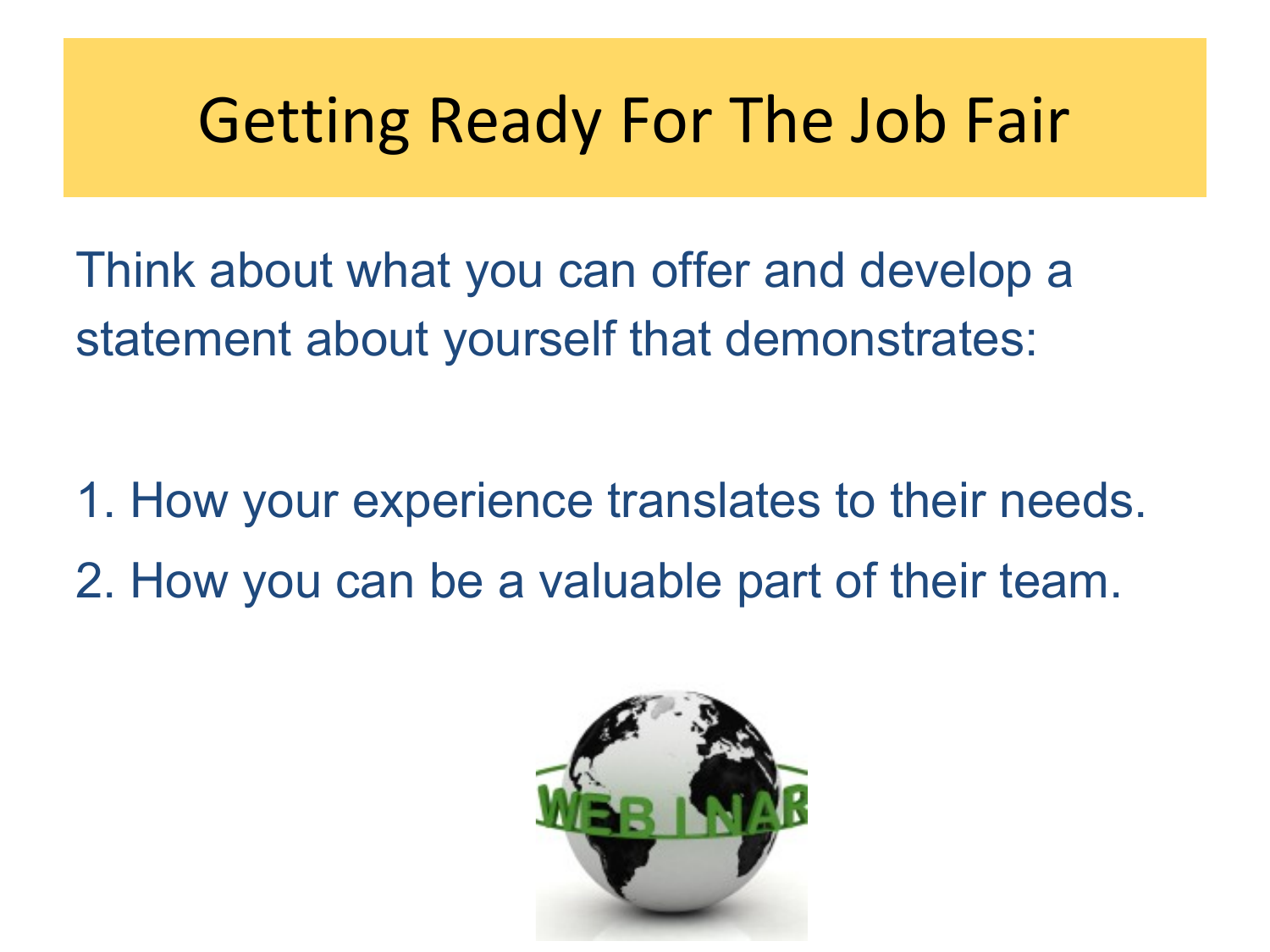# Getting Ready For The Job Fair

Think about what you can offer and develop a statement about yourself that demonstrates:

1. How your experience translates to their needs.
2. How you can be a valuable part of their team.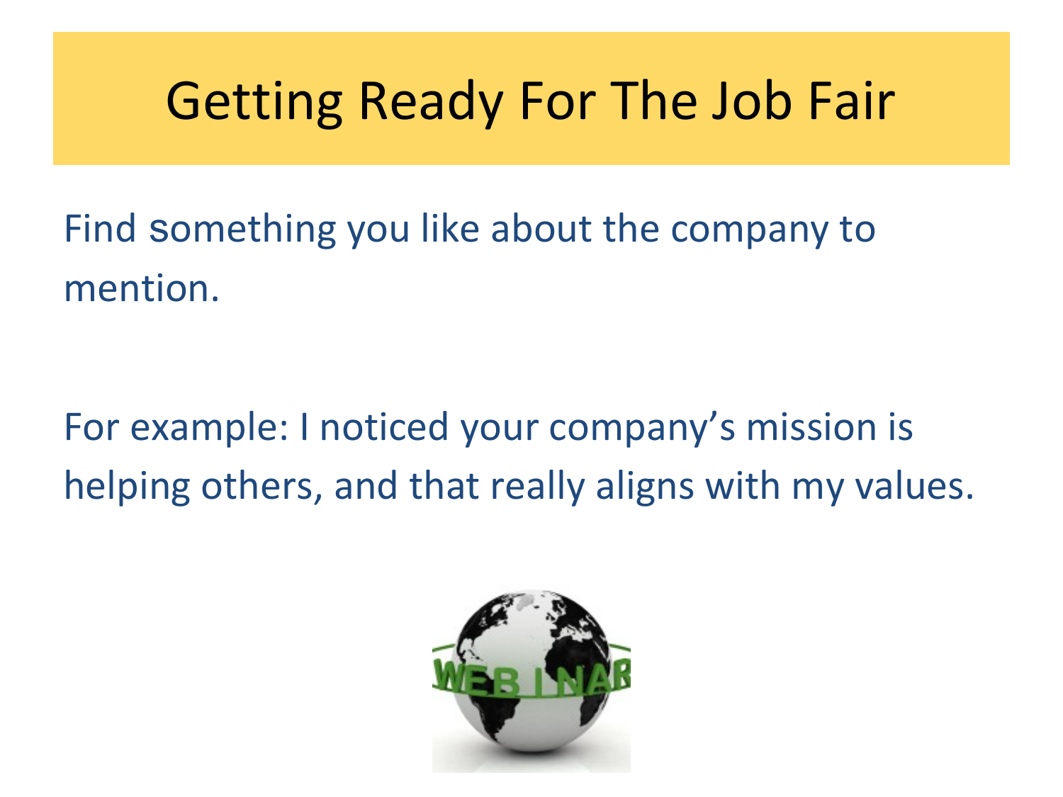# Getting Ready For The Job Fair

Find something you like about the company to mention.

For example: I noticed your company's mission is helping others, and that really aligns with my values.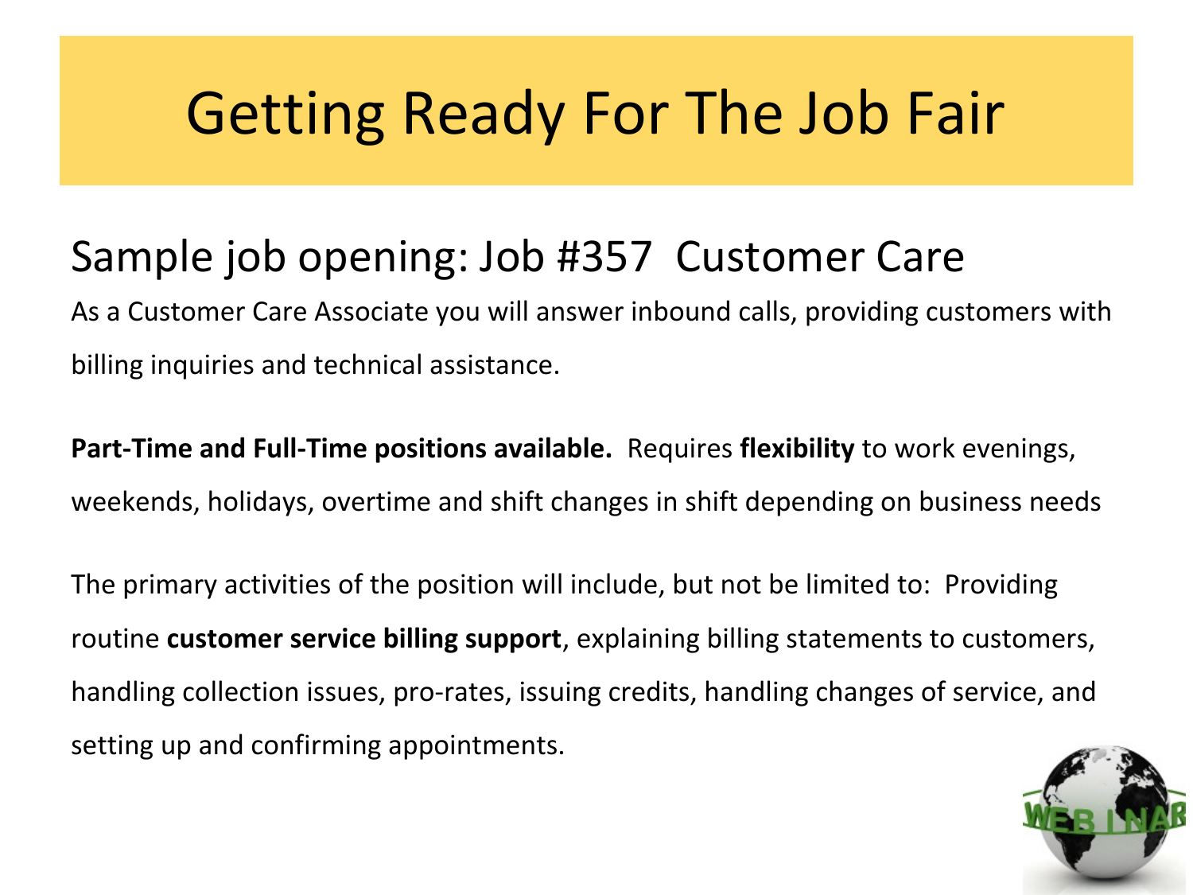# Getting Ready For The Job Fair

## Sample job opening: Job #357 Customer Care

As a Customer Care Associate you will answer inbound calls, providing customers with billing inquiries and technical assistance.

**Part-Time and Full-Time positions available.** Requires **flexibility** to work evenings, weekends, holidays, overtime and shift changes in shift depending on business needs

The primary activities of the position will include, but not be limited to: Providing routine **customer service billing support**, explaining billing statements to customers, handling collection issues, pro-rates, issuing credits, handling changes of service, and setting up and confirming appointments.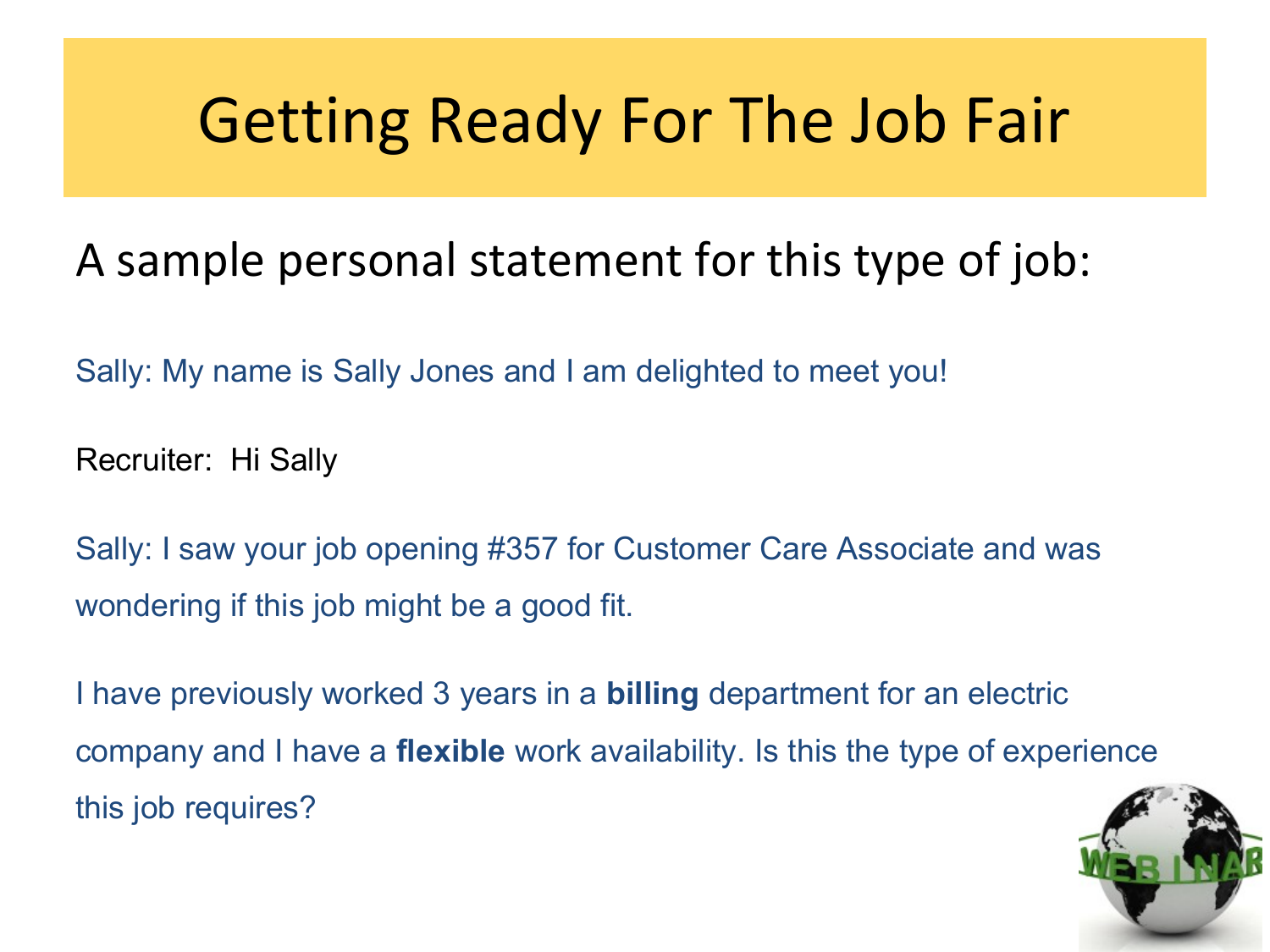# Getting Ready For The Job Fair

## A sample personal statement for this type of job:

Sally: My name is Sally Jones and I am delighted to meet you!

Recruiter: Hi Sally

Sally: I saw your job opening #357 for Customer Care Associate and was wondering if this job might be a good fit.

I have previously worked 3 years in a **billing** department for an electric company and I have a **flexible** work availability. Is this the type of experience this job requires?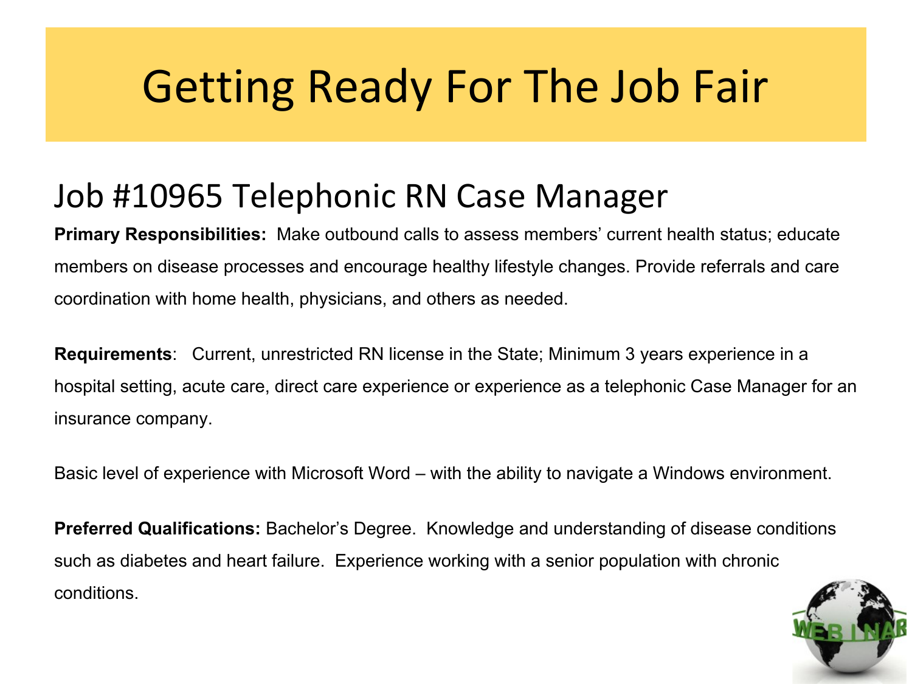# Getting Ready For The Job Fair

## Job #10965 Telephonic RN Case Manager

**Primary Responsibilities:** Make outbound calls to assess members' current health status; educate members on disease processes and encourage healthy lifestyle changes. Provide referrals and care coordination with home health, physicians, and others as needed.

**Requirements**: Current, unrestricted RN license in the State; Minimum 3 years experience in a hospital setting, acute care, direct care experience or experience as a telephonic Case Manager for an insurance company.

Basic level of experience with Microsoft Word – with the ability to navigate a Windows environment.

**Preferred Qualifications:** Bachelor's Degree. Knowledge and understanding of disease conditions such as diabetes and heart failure. Experience working with a senior population with chronic conditions.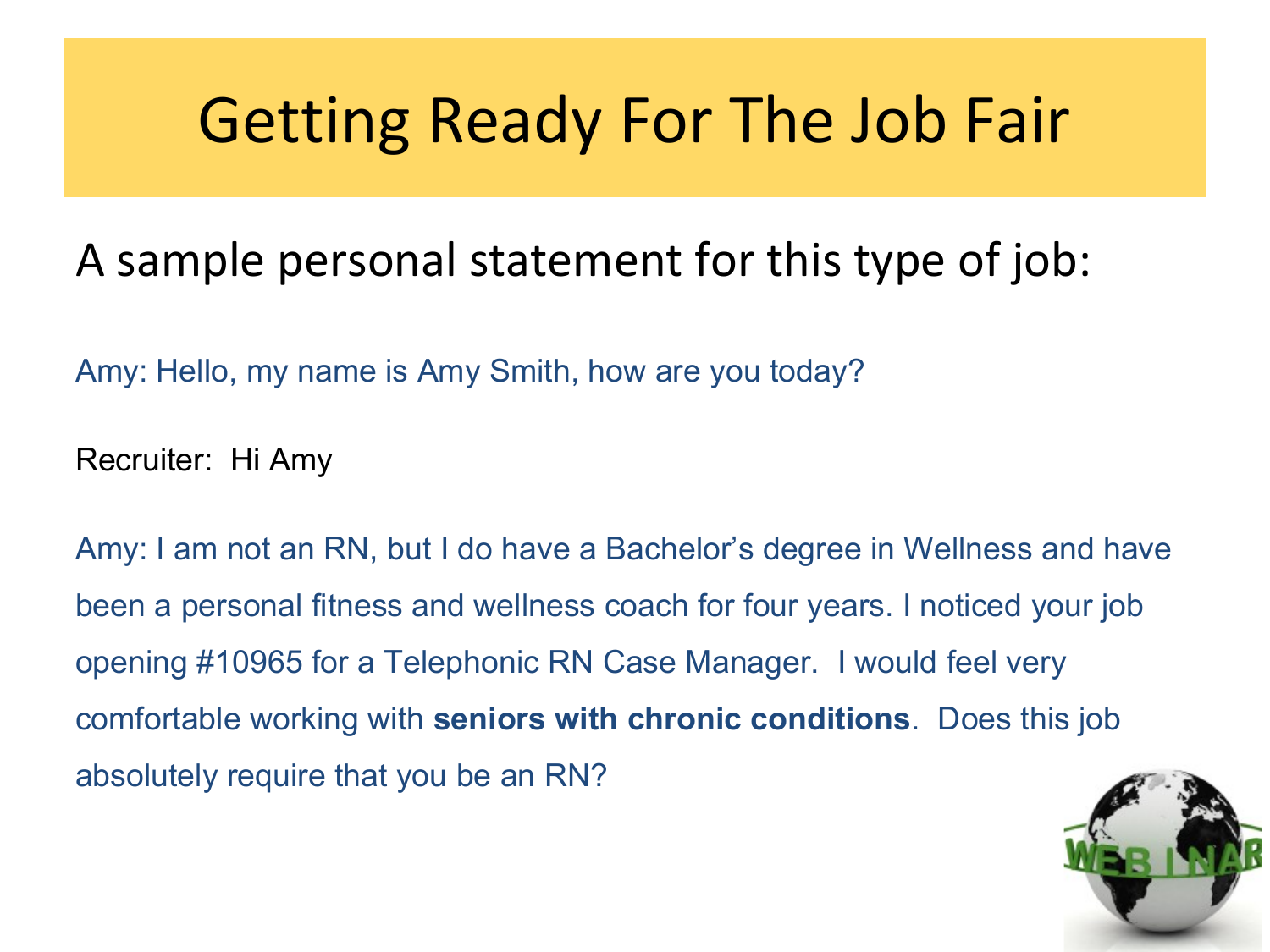# Getting Ready For The Job Fair

## A sample personal statement for this type of job:

Amy: Hello, my name is Amy Smith, how are you today?

Recruiter: Hi Amy

Amy: I am not an RN, but I do have a Bachelor's degree in Wellness and have been a personal fitness and wellness coach for four years. I noticed your job opening #10965 for a Telephonic RN Case Manager. I would feel very comfortable working with **seniors with chronic conditions**. Does this job absolutely require that you be an RN?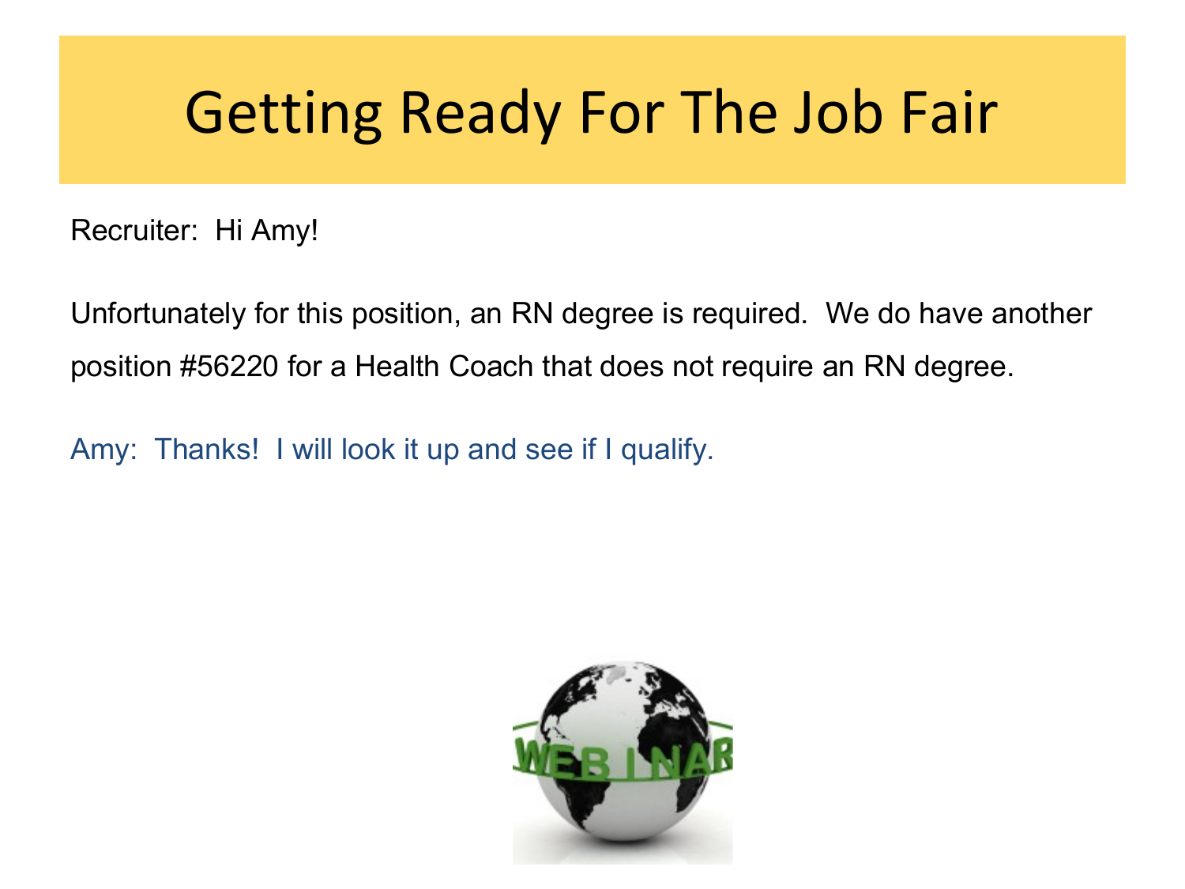# Getting Ready For The Job Fair

Recruiter: Hi Amy!

Unfortunately for this position, an RN degree is required. We do have another position #56220 for a Health Coach that does not require an RN degree.

Amy: Thanks! I will look it up and see if I qualify.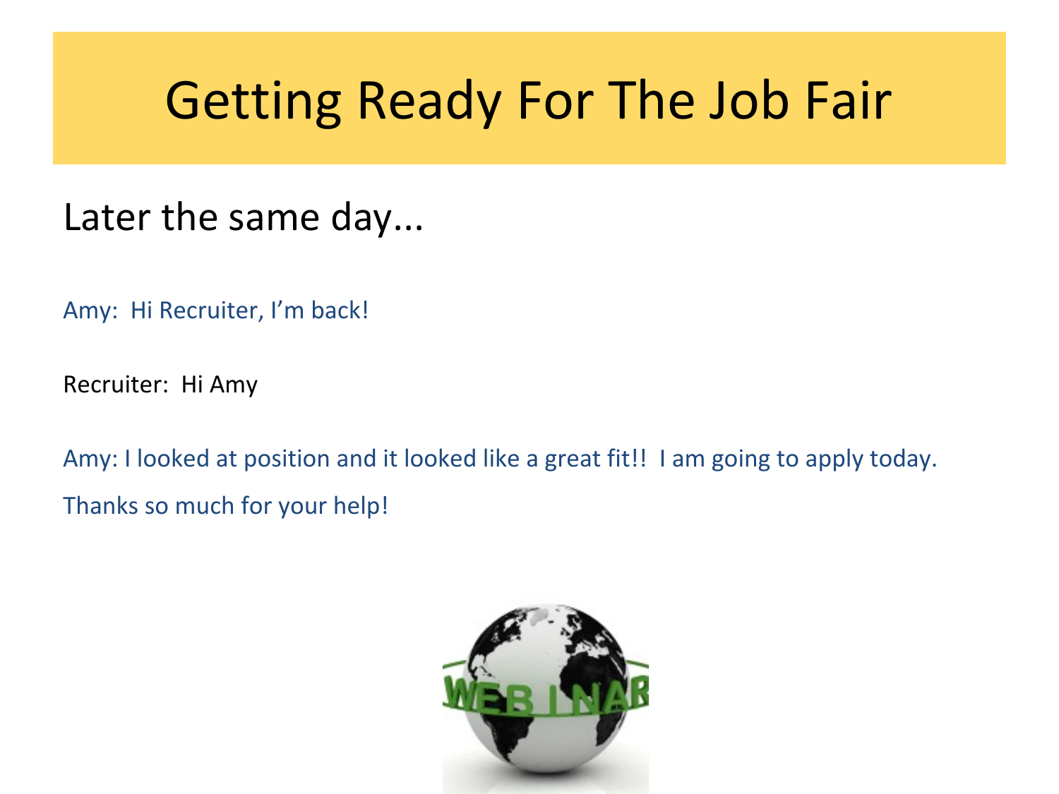# Getting Ready For The Job Fair

## Later the same day...

Amy: Hi Recruiter, I'm back!

Recruiter: Hi Amy

Amy: I looked at position and it looked like a great fit!! I am going to apply today. Thanks so much for your help!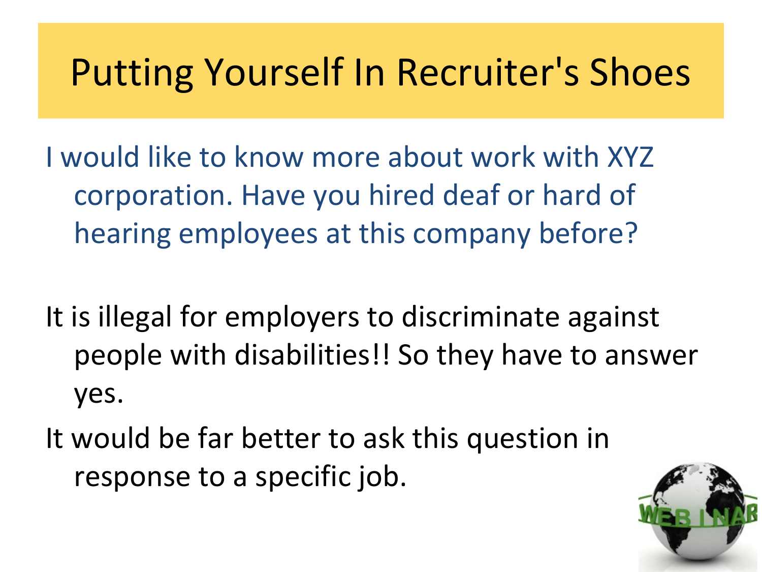# Putting Yourself In Recruiter's Shoes

I would like to know more about work with XYZ corporation. Have you hired deaf or hard of hearing employees at this company before?

It is illegal for employers to discriminate against people with disabilities!! So they have to answer yes.

It would be far better to ask this question in response to a specific job.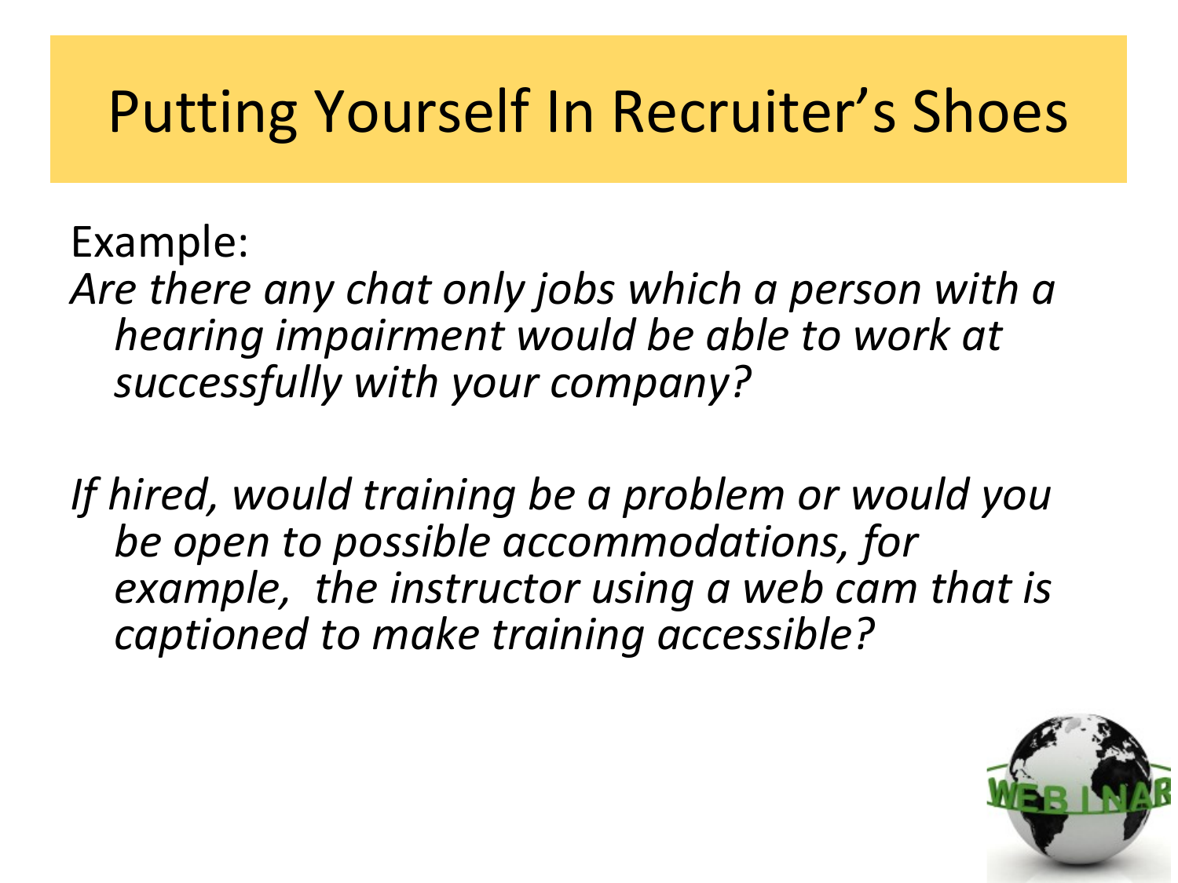# Putting Yourself In Recruiter's Shoes

Example:

*Are there any chat only jobs which a person with a hearing impairment would be able to work at successfully with your company?*

*If hired, would training be a problem or would you be open to possible accommodations, for example, the instructor using a web cam that is captioned to make training accessible?*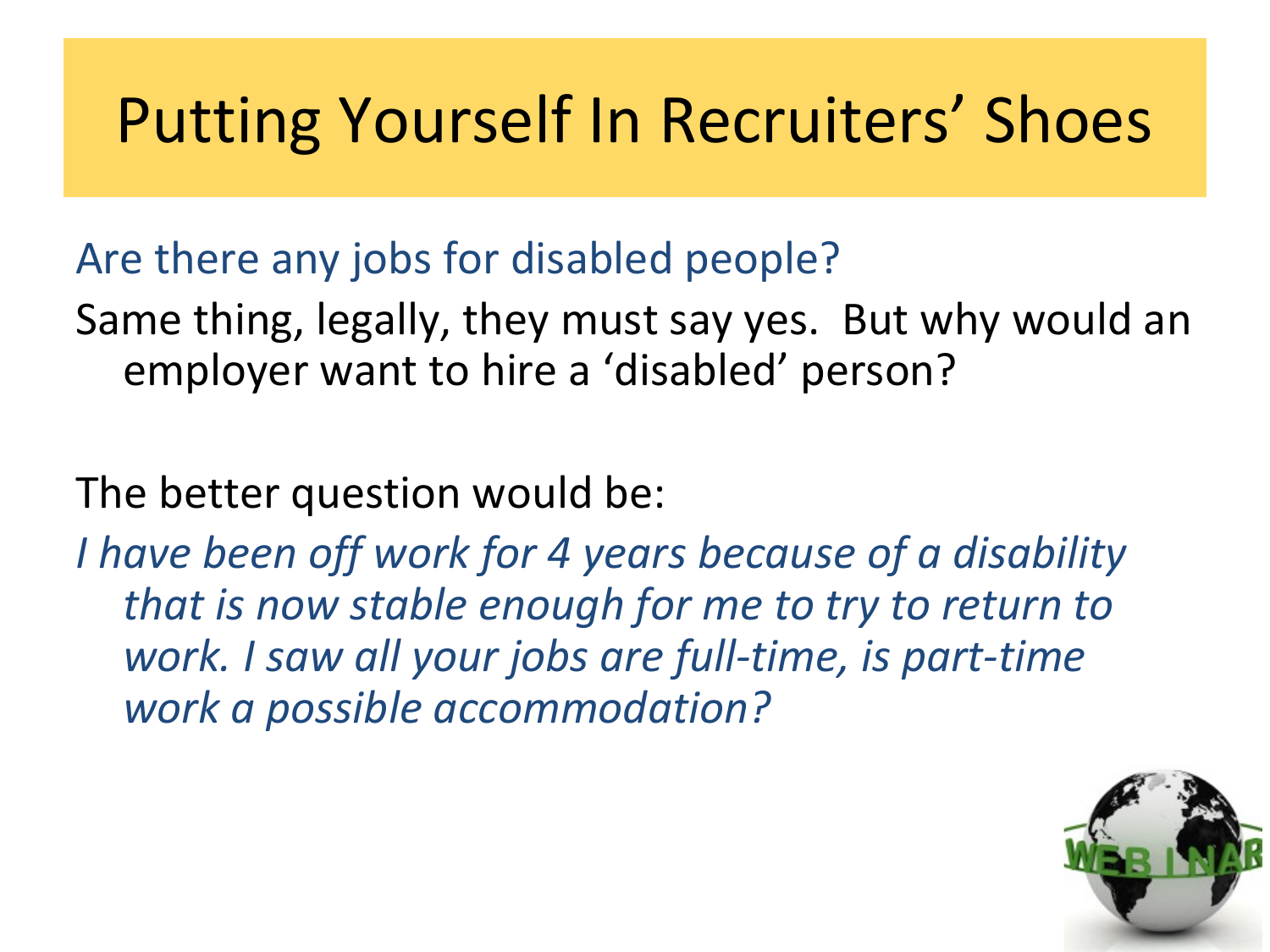# Putting Yourself In Recruiters' Shoes

Are there any jobs for disabled people?

Same thing, legally, they must say yes. But why would an employer want to hire a 'disabled' person?

The better question would be:

*I have been off work for 4 years because of a disability that is now stable enough for me to try to return to work. I saw all your jobs are full-time, is part-time work a possible accommodation?*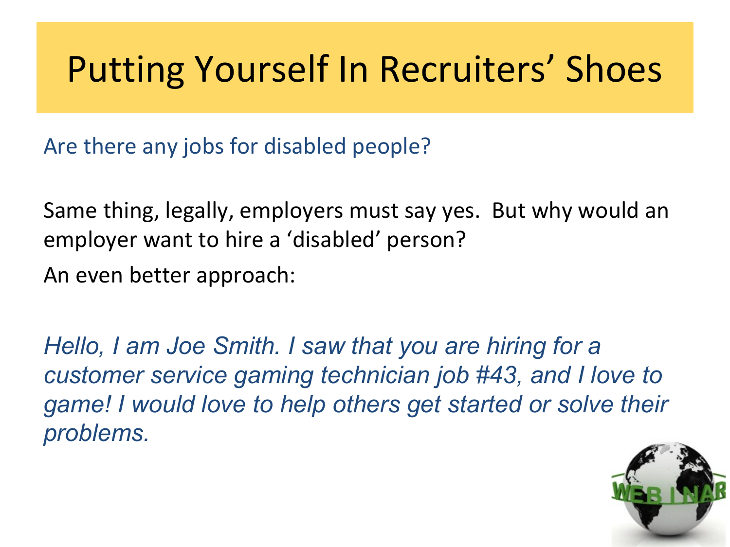# Putting Yourself In Recruiters' Shoes

Are there any jobs for disabled people?

Same thing, legally, employers must say yes. But why would an employer want to hire a 'disabled' person?

An even better approach:

*Hello, I am Joe Smith. I saw that you are hiring for a customer service gaming technician job #43, and I love to game! I would love to help others get started or solve their problems.*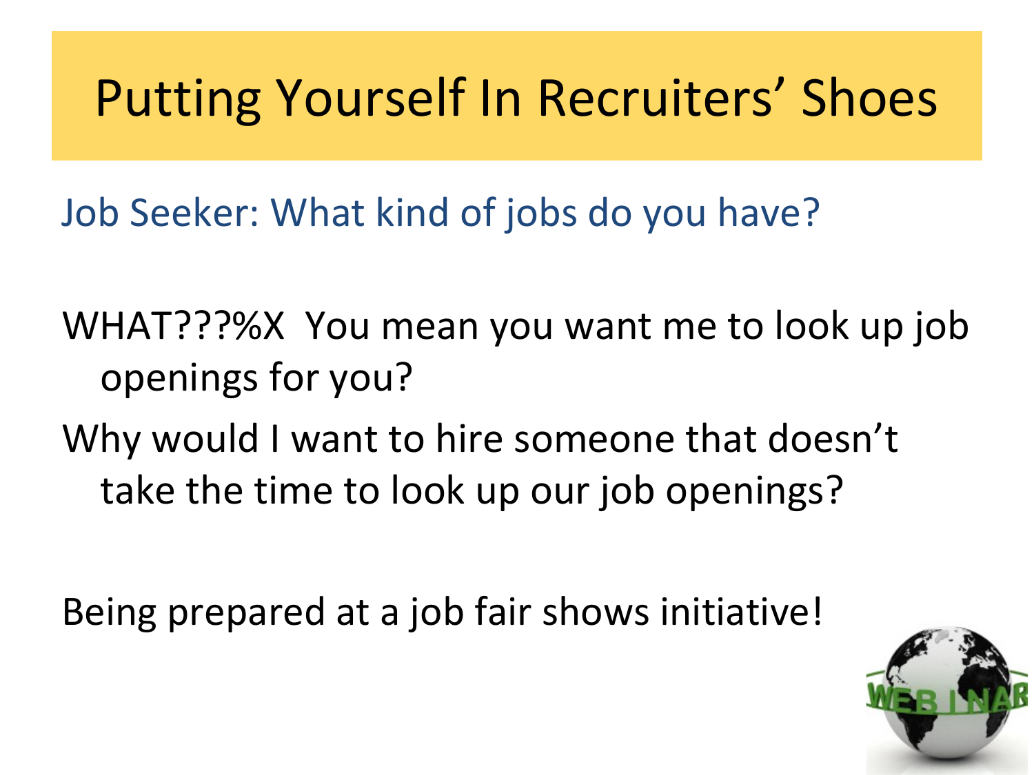# Putting Yourself In Recruiters' Shoes

Job Seeker: What kind of jobs do you have?

WHAT???%X You mean you want me to look up job openings for you?

Why would I want to hire someone that doesn't take the time to look up our job openings?

Being prepared at a job fair shows initiative!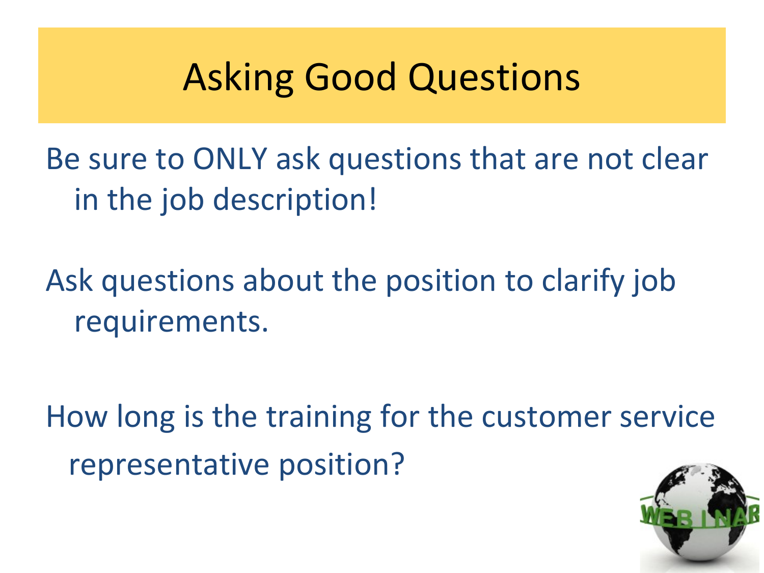# Asking Good Questions

Be sure to ONLY ask questions that are not clear in the job description!

Ask questions about the position to clarify job requirements.

How long is the training for the customer service representative position?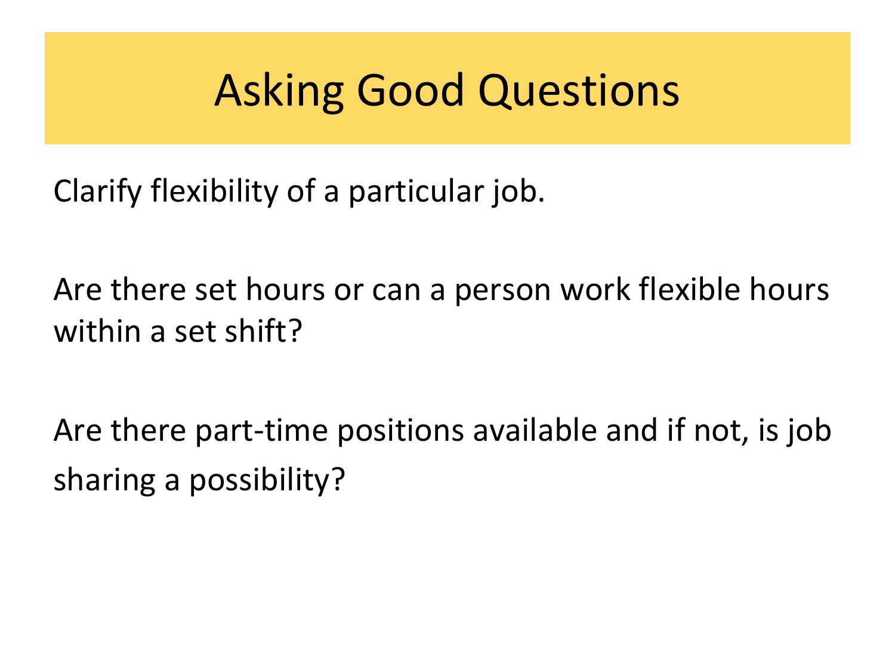# Asking Good Questions

Clarify flexibility of a particular job.

Are there set hours or can a person work flexible hours within a set shift?

Are there part-time positions available and if not, is job sharing a possibility?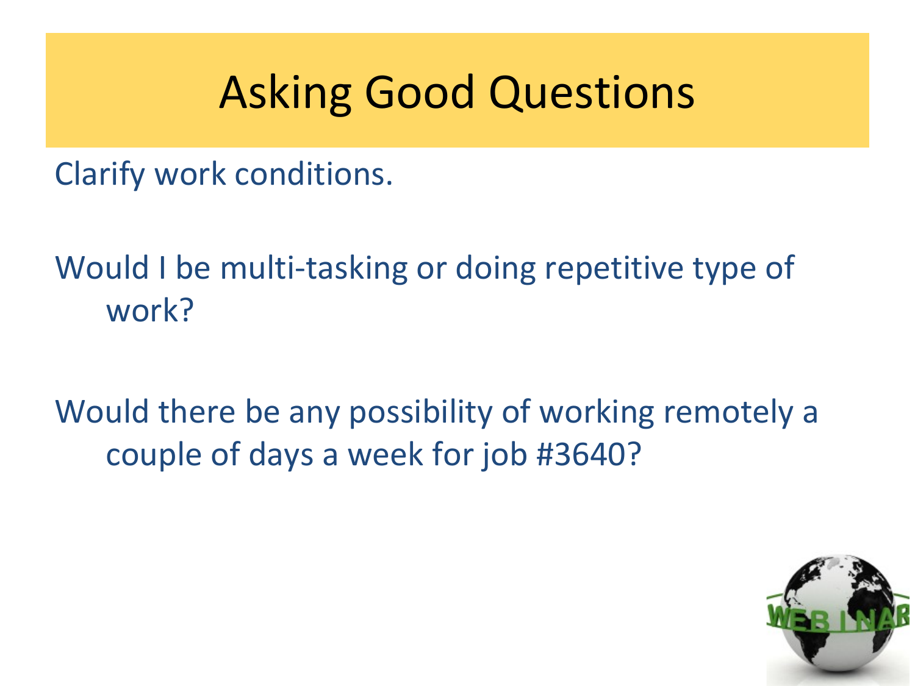# Asking Good Questions

Clarify work conditions.

Would I be multi-tasking or doing repetitive type of work?

Would there be any possibility of working remotely a couple of days a week for job #3640?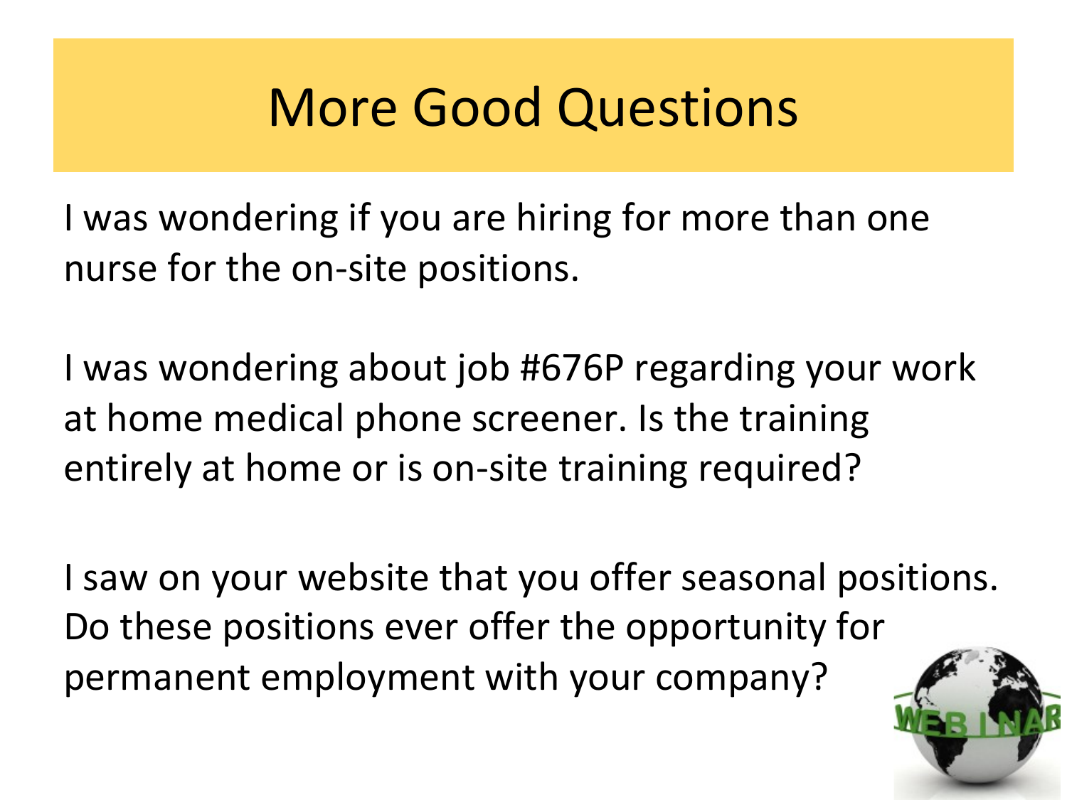# More Good Questions

I was wondering if you are hiring for more than one nurse for the on-site positions.

I was wondering about job #676P regarding your work at home medical phone screener. Is the training entirely at home or is on-site training required?

I saw on your website that you offer seasonal positions. Do these positions ever offer the opportunity for permanent employment with your company?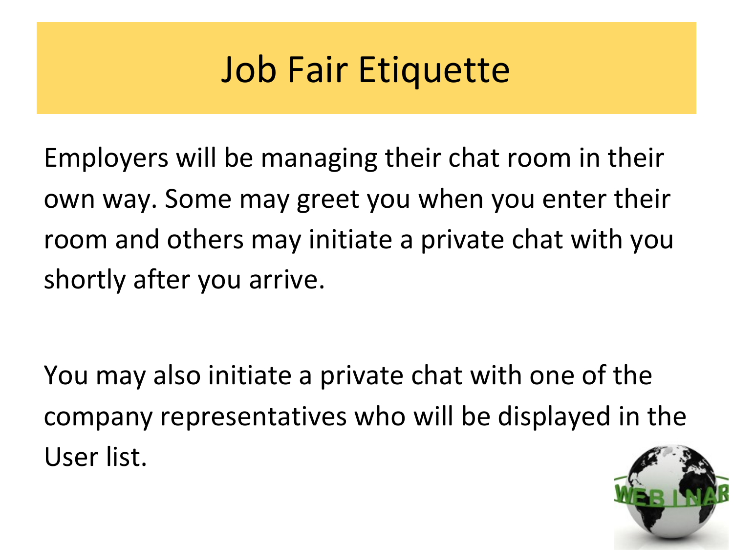# Job Fair Etiquette

Employers will be managing their chat room in their own way. Some may greet you when you enter their room and others may initiate a private chat with you shortly after you arrive.

You may also initiate a private chat with one of the company representatives who will be displayed in the User list.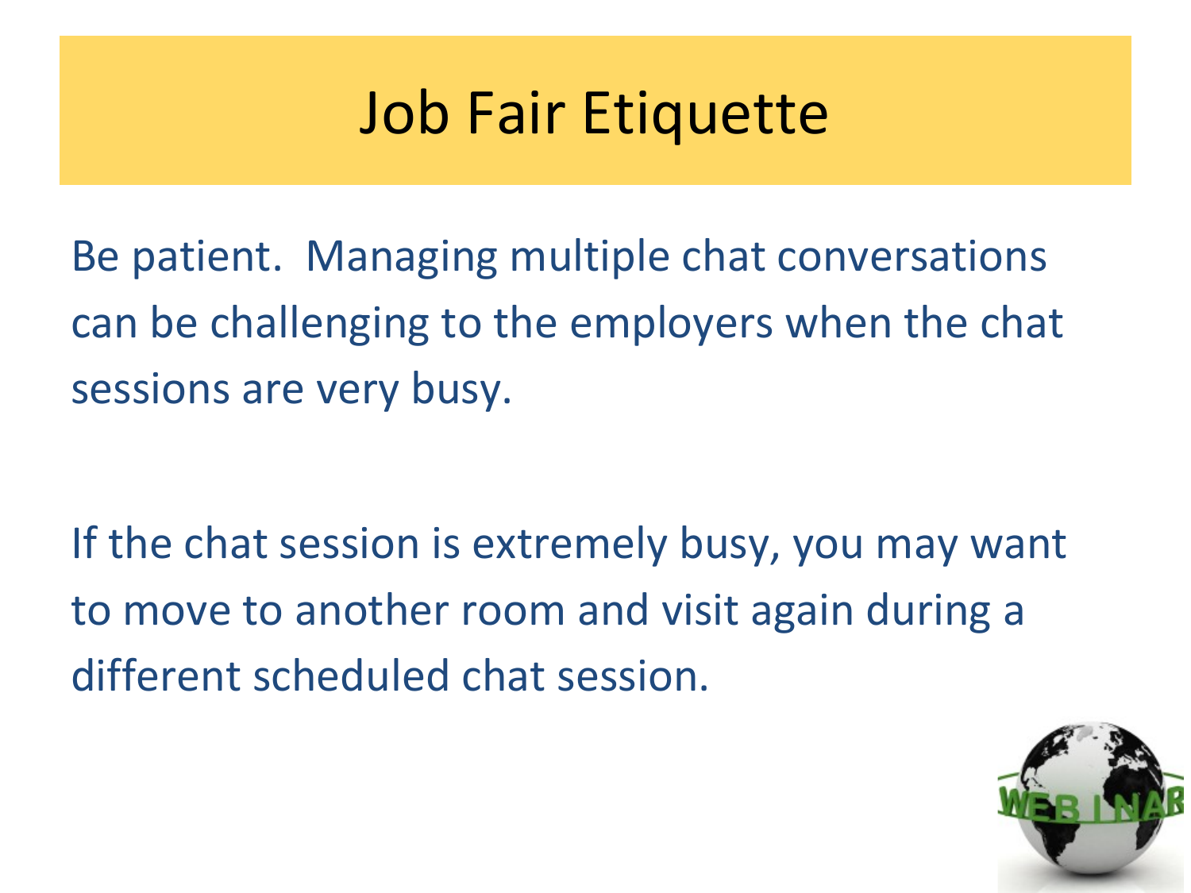# Job Fair Etiquette

Be patient. Managing multiple chat conversations can be challenging to the employers when the chat sessions are very busy.

If the chat session is extremely busy, you may want to move to another room and visit again during a different scheduled chat session.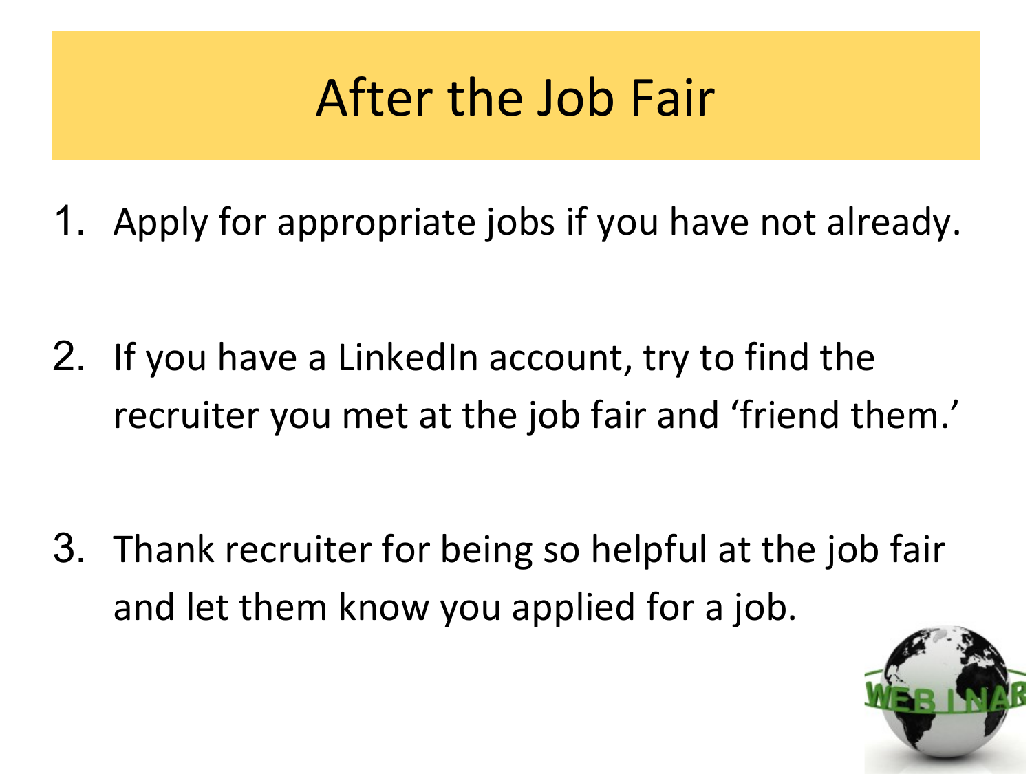# After the Job Fair

1. Apply for appropriate jobs if you have not already.

2. If you have a LinkedIn account, try to find the recruiter you met at the job fair and 'friend them.'

3. Thank recruiter for being so helpful at the job fair and let them know you applied for a job.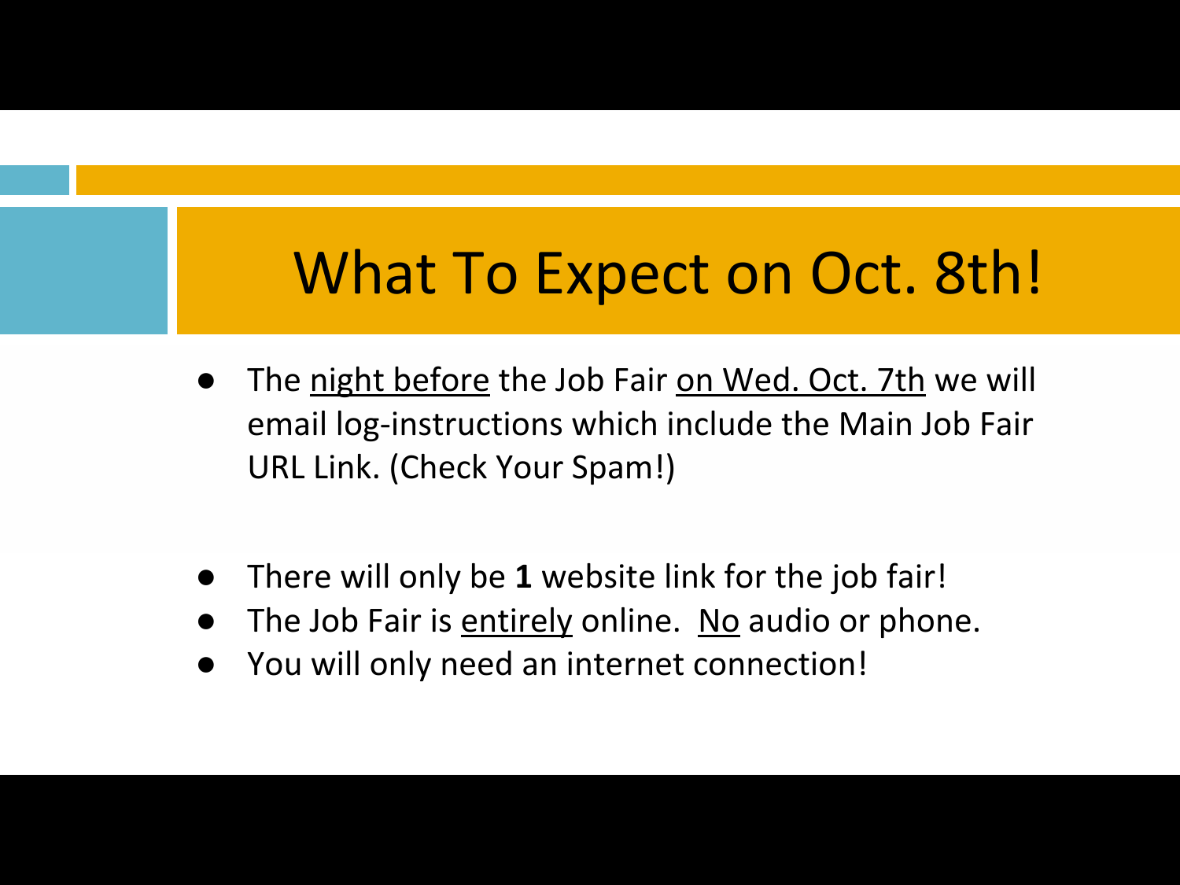# What To Expect on Oct. 8th!

- The <u>night before</u> the Job Fair <u>on Wed. Oct. 7th</u> we will email log-instructions which include the Main Job Fair URL Link. (Check Your Spam!)

- There will only be **1** website link for the job fair!
- The Job Fair is <u>entirely</u> online. <u>No</u> audio or phone.
- You will only need an internet connection!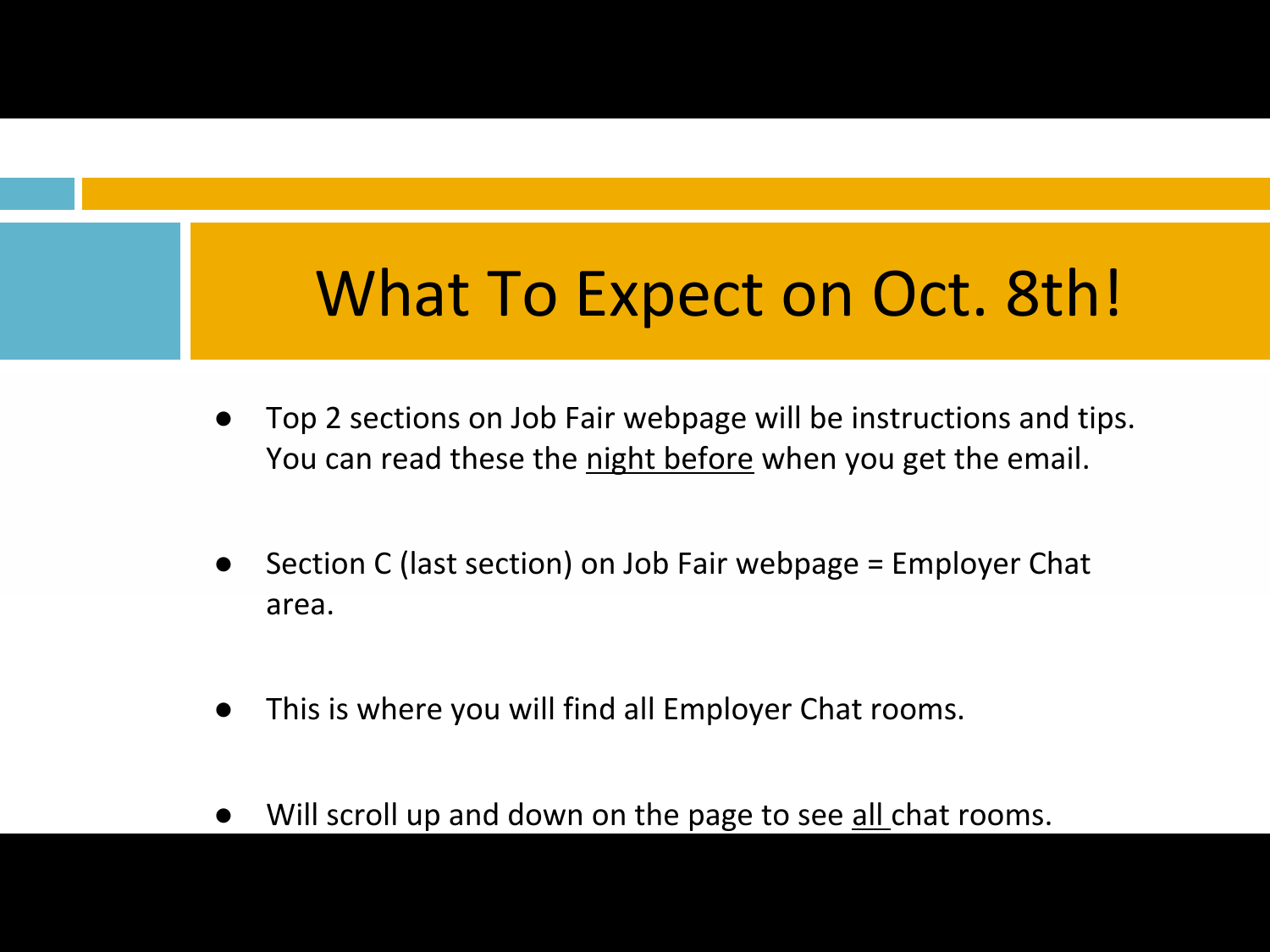# What To Expect on Oct. 8th!

- Top 2 sections on Job Fair webpage will be instructions and tips. You can read these the night before when you get the email.
- Section C (last section) on Job Fair webpage = Employer Chat area.
- This is where you will find all Employer Chat rooms.
- Will scroll up and down on the page to see all chat rooms.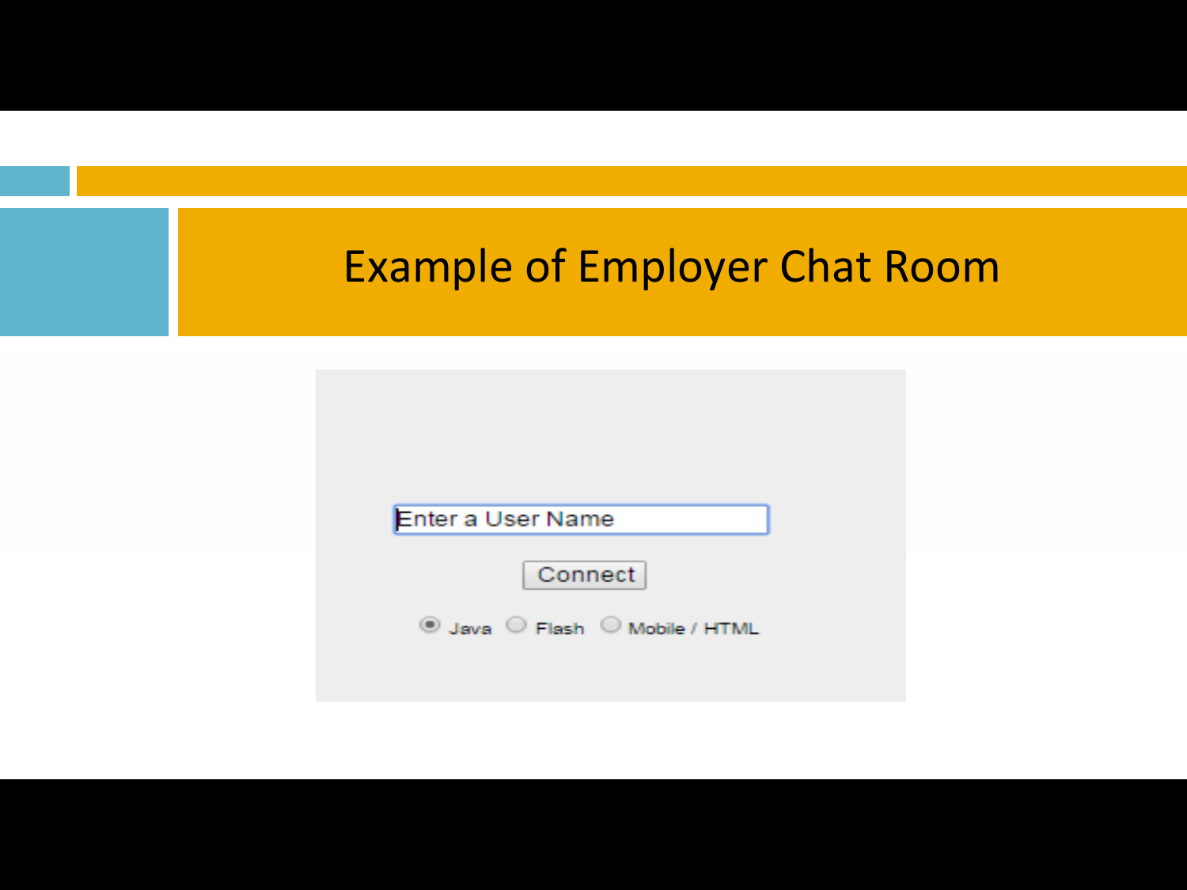# Example of Employer Chat Room

Enter a User Name

Connect

Java Flash Mobile / HTML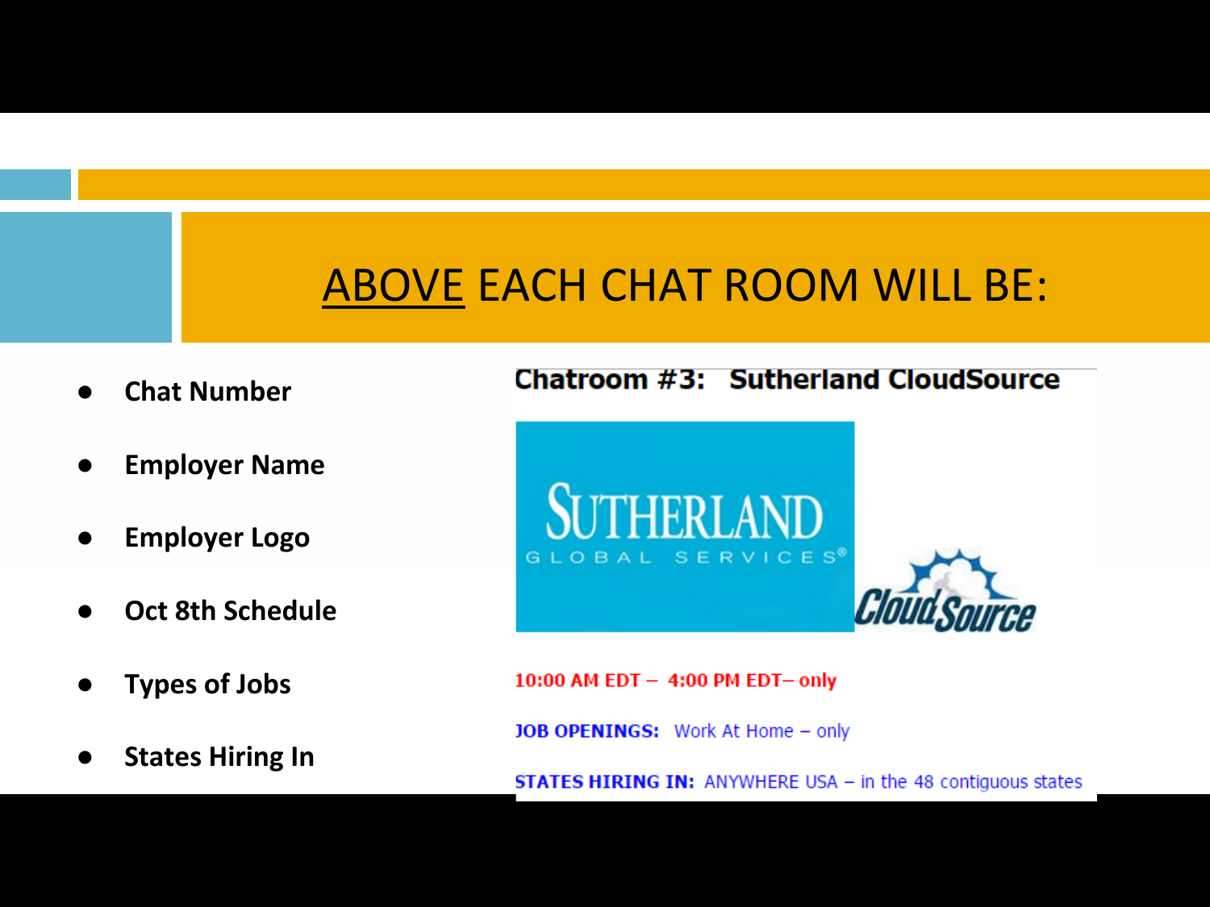# ABOVE EACH CHAT ROOM WILL BE:

- **Chat Number**
- **Employer Name**
- **Employer Logo**
- **Oct 8th Schedule**
- **Types of Jobs**
- **States Hiring In**

**Chatroom #3: Sutherland CloudSource**

SUTHERLAND GLOBAL SERVICES®

CloudSource

**10:00 AM EDT – 4:00 PM EDT– only**

**JOB OPENINGS:** Work At Home – only

**STATES HIRING IN:** ANYWHERE USA – in the 48 contiguous states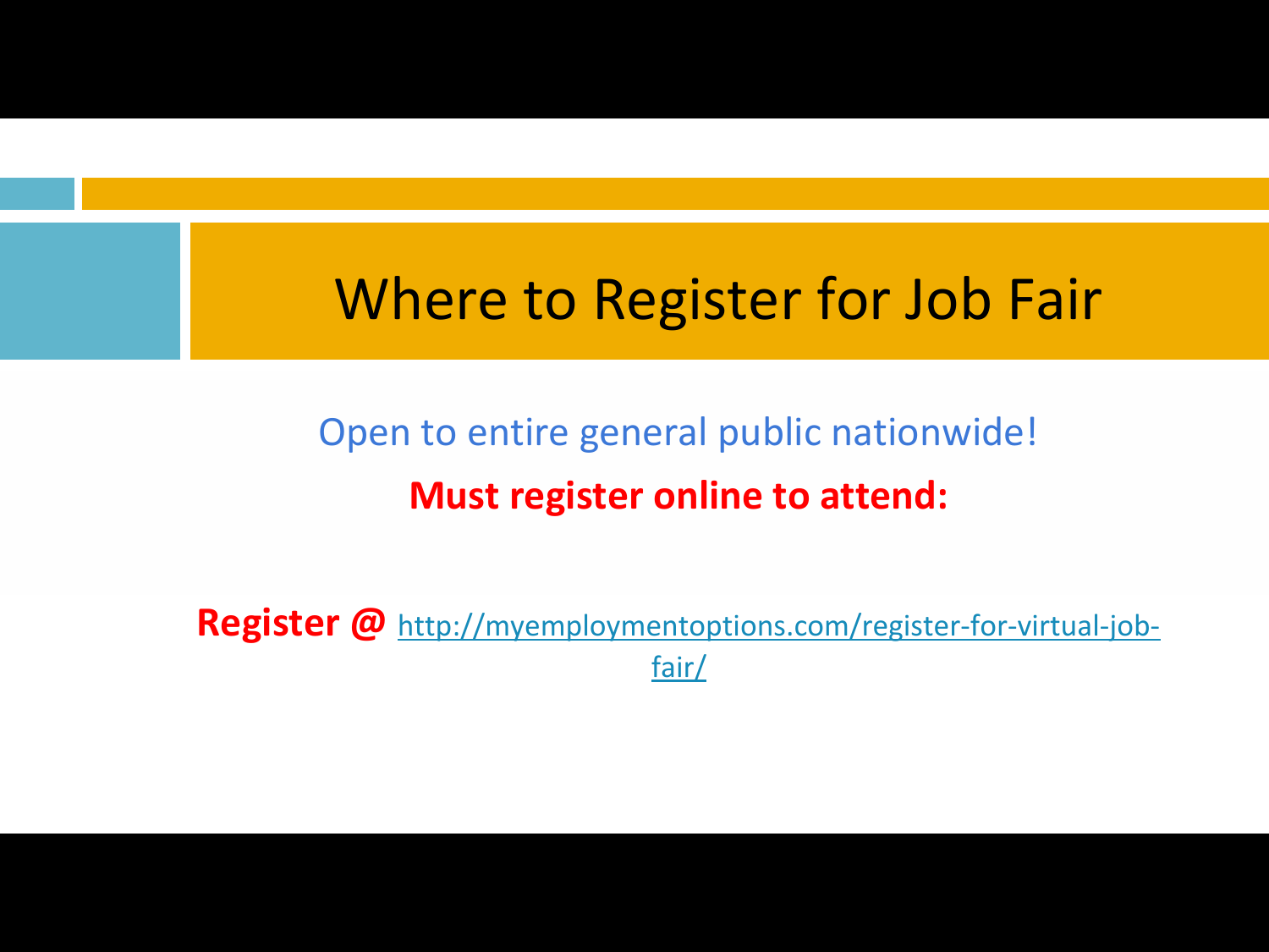# Where to Register for Job Fair

Open to entire general public nationwide!

**Must register online to attend:**

**Register @** http://myemploymentoptions.com/register-for-virtual-job-fair/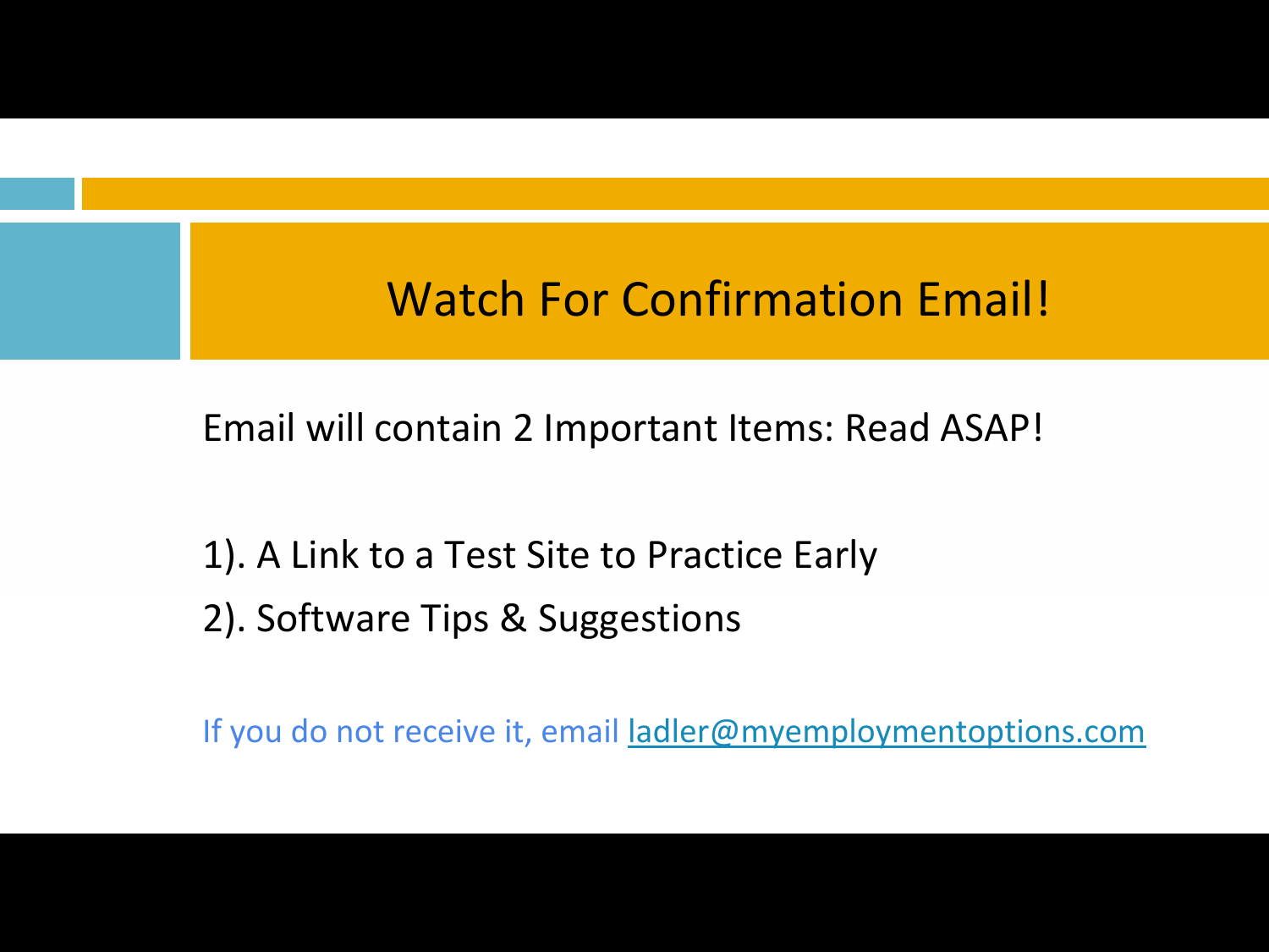# Watch For Confirmation Email!

Email will contain 2 Important Items: Read ASAP!

1). A Link to a Test Site to Practice Early

2). Software Tips & Suggestions

If you do not receive it, email ladler@myemploymentoptions.com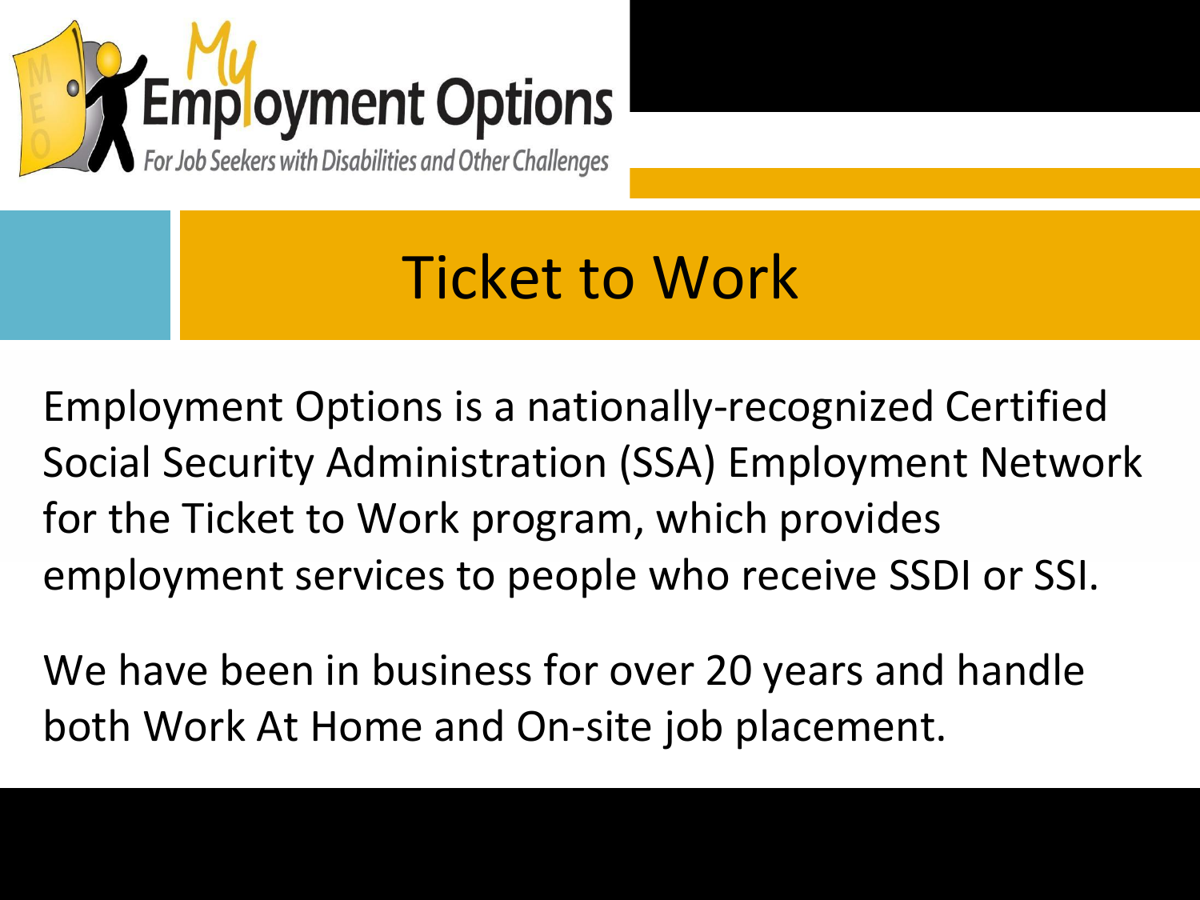My Employment Options

For Job Seekers with Disabilities and Other Challenges

# Ticket to Work

Employment Options is a nationally-recognized Certified Social Security Administration (SSA) Employment Network for the Ticket to Work program, which provides employment services to people who receive SSDI or SSI.

We have been in business for over 20 years and handle both Work At Home and On-site job placement.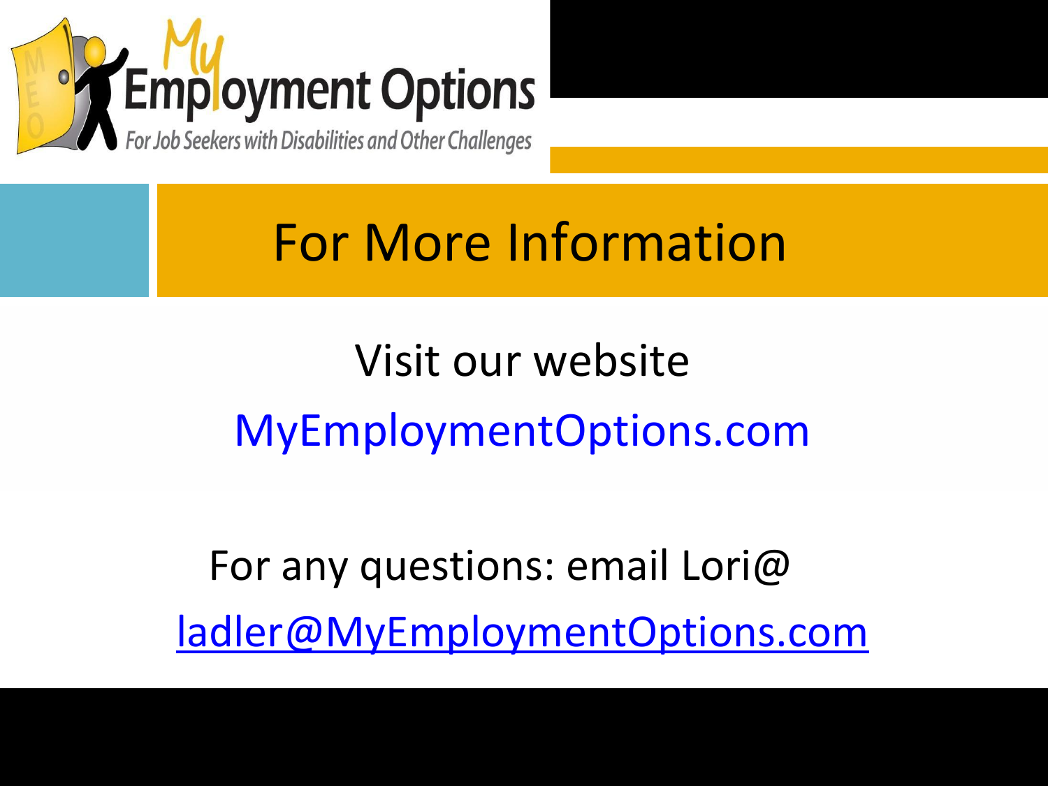My Employment Options

For Job Seekers with Disabilities and Other Challenges

# For More Information

Visit our website

MyEmploymentOptions.com

For any questions: email Lori@

ladler@MyEmploymentOptions.com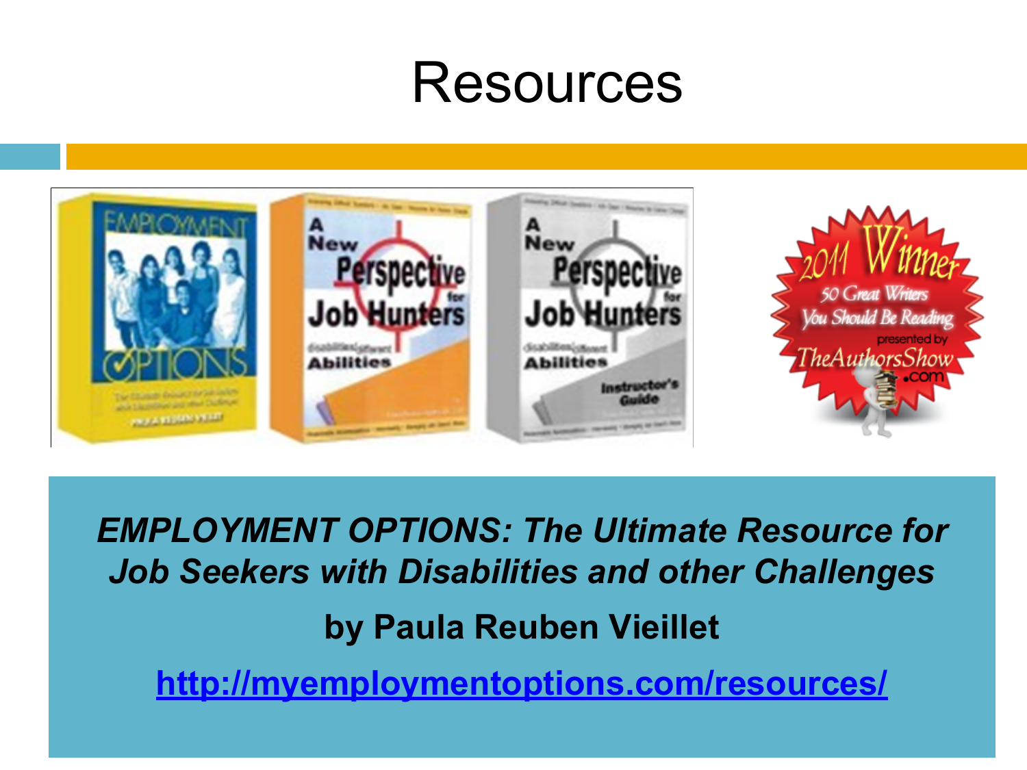# Resources

***EMPLOYMENT OPTIONS: The Ultimate Resource for Job Seekers with Disabilities and other Challenges***

**by Paula Reuben Vieillet**

**http://myemploymentoptions.com/resources/**